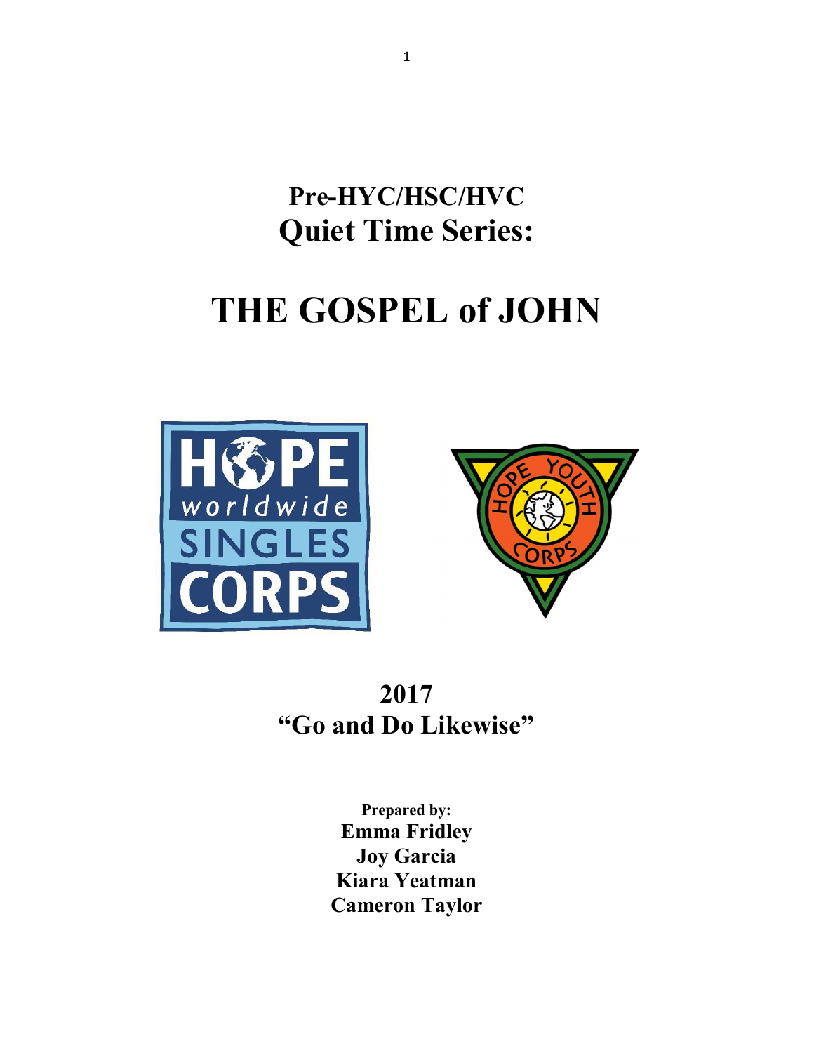# Pre-HYC/HSC/HVC
# Quiet Time Series:

# THE GOSPEL of JOHN

## 2017
## "Go and Do Likewise"

**Prepared by:**
**Emma Fridley**
**Joy Garcia**
**Kiara Yeatman**
**Cameron Taylor**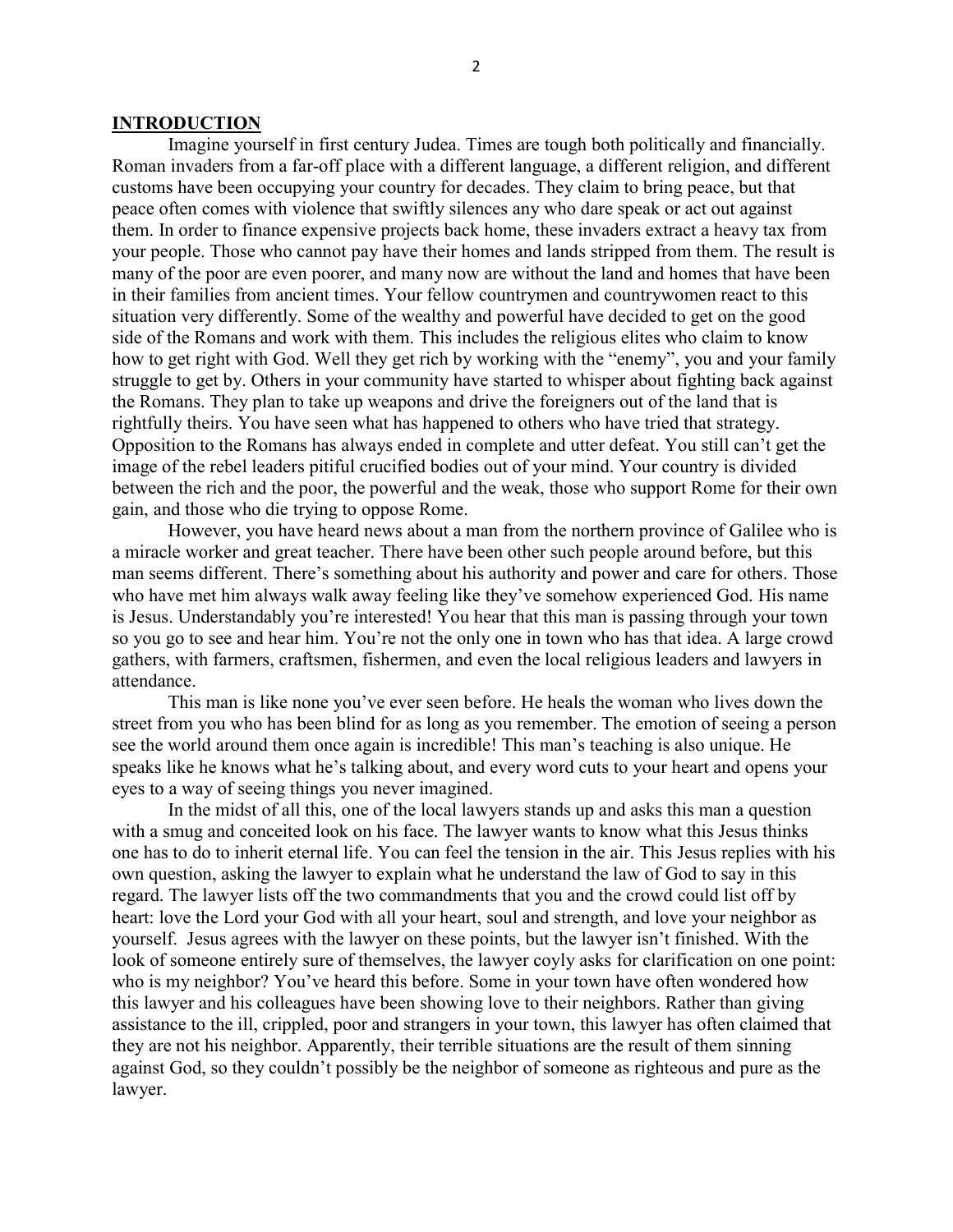## INTRODUCTION

Imagine yourself in first century Judea. Times are tough both politically and financially. Roman invaders from a far-off place with a different language, a different religion, and different customs have been occupying your country for decades. They claim to bring peace, but that peace often comes with violence that swiftly silences any who dare speak or act out against them. In order to finance expensive projects back home, these invaders extract a heavy tax from your people. Those who cannot pay have their homes and lands stripped from them. The result is many of the poor are even poorer, and many now are without the land and homes that have been in their families from ancient times. Your fellow countrymen and countrywomen react to this situation very differently. Some of the wealthy and powerful have decided to get on the good side of the Romans and work with them. This includes the religious elites who claim to know how to get right with God. Well they get rich by working with the "enemy", you and your family struggle to get by. Others in your community have started to whisper about fighting back against the Romans. They plan to take up weapons and drive the foreigners out of the land that is rightfully theirs. You have seen what has happened to others who have tried that strategy. Opposition to the Romans has always ended in complete and utter defeat. You still can't get the image of the rebel leaders pitiful crucified bodies out of your mind. Your country is divided between the rich and the poor, the powerful and the weak, those who support Rome for their own gain, and those who die trying to oppose Rome.

However, you have heard news about a man from the northern province of Galilee who is a miracle worker and great teacher. There have been other such people around before, but this man seems different. There's something about his authority and power and care for others. Those who have met him always walk away feeling like they've somehow experienced God. His name is Jesus. Understandably you're interested! You hear that this man is passing through your town so you go to see and hear him. You're not the only one in town who has that idea. A large crowd gathers, with farmers, craftsmen, fishermen, and even the local religious leaders and lawyers in attendance.

This man is like none you've ever seen before. He heals the woman who lives down the street from you who has been blind for as long as you remember. The emotion of seeing a person see the world around them once again is incredible! This man's teaching is also unique. He speaks like he knows what he's talking about, and every word cuts to your heart and opens your eyes to a way of seeing things you never imagined.

In the midst of all this, one of the local lawyers stands up and asks this man a question with a smug and conceited look on his face. The lawyer wants to know what this Jesus thinks one has to do to inherit eternal life. You can feel the tension in the air. This Jesus replies with his own question, asking the lawyer to explain what he understand the law of God to say in this regard. The lawyer lists off the two commandments that you and the crowd could list off by heart: love the Lord your God with all your heart, soul and strength, and love your neighbor as yourself. Jesus agrees with the lawyer on these points, but the lawyer isn't finished. With the look of someone entirely sure of themselves, the lawyer coyly asks for clarification on one point: who is my neighbor? You've heard this before. Some in your town have often wondered how this lawyer and his colleagues have been showing love to their neighbors. Rather than giving assistance to the ill, crippled, poor and strangers in your town, this lawyer has often claimed that they are not his neighbor. Apparently, their terrible situations are the result of them sinning against God, so they couldn't possibly be the neighbor of someone as righteous and pure as the lawyer.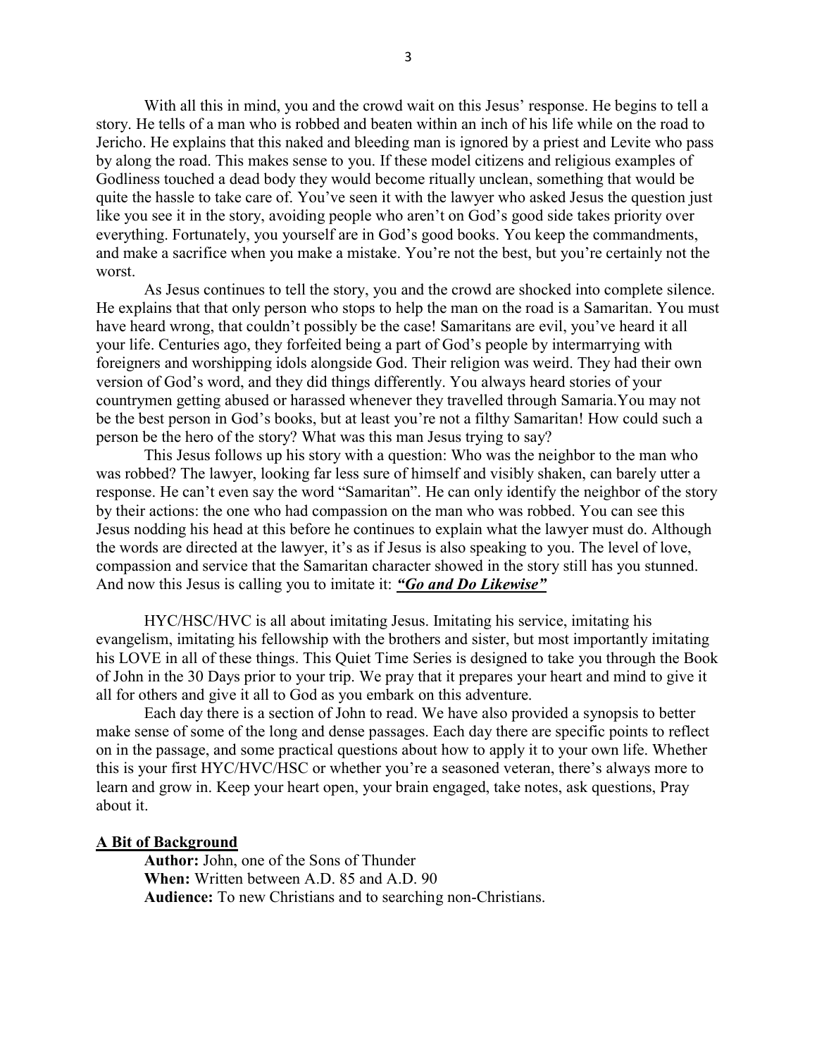With all this in mind, you and the crowd wait on this Jesus' response. He begins to tell a story. He tells of a man who is robbed and beaten within an inch of his life while on the road to Jericho. He explains that this naked and bleeding man is ignored by a priest and Levite who pass by along the road. This makes sense to you. If these model citizens and religious examples of Godliness touched a dead body they would become ritually unclean, something that would be quite the hassle to take care of. You've seen it with the lawyer who asked Jesus the question just like you see it in the story, avoiding people who aren't on God's good side takes priority over everything. Fortunately, you yourself are in God's good books. You keep the commandments, and make a sacrifice when you make a mistake. You're not the best, but you're certainly not the worst.

As Jesus continues to tell the story, you and the crowd are shocked into complete silence. He explains that that only person who stops to help the man on the road is a Samaritan. You must have heard wrong, that couldn't possibly be the case! Samaritans are evil, you've heard it all your life. Centuries ago, they forfeited being a part of God's people by intermarrying with foreigners and worshipping idols alongside God. Their religion was weird. They had their own version of God's word, and they did things differently. You always heard stories of your countrymen getting abused or harassed whenever they travelled through Samaria.You may not be the best person in God's books, but at least you're not a filthy Samaritan! How could such a person be the hero of the story? What was this man Jesus trying to say?

This Jesus follows up his story with a question: Who was the neighbor to the man who was robbed? The lawyer, looking far less sure of himself and visibly shaken, can barely utter a response. He can't even say the word "Samaritan". He can only identify the neighbor of the story by their actions: the one who had compassion on the man who was robbed. You can see this Jesus nodding his head at this before he continues to explain what the lawyer must do. Although the words are directed at the lawyer, it's as if Jesus is also speaking to you. The level of love, compassion and service that the Samaritan character showed in the story still has you stunned. And now this Jesus is calling you to imitate it: ***"Go and Do Likewise"***

HYC/HSC/HVC is all about imitating Jesus. Imitating his service, imitating his evangelism, imitating his fellowship with the brothers and sister, but most importantly imitating his LOVE in all of these things. This Quiet Time Series is designed to take you through the Book of John in the 30 Days prior to your trip. We pray that it prepares your heart and mind to give it all for others and give it all to God as you embark on this adventure.

Each day there is a section of John to read. We have also provided a synopsis to better make sense of some of the long and dense passages. Each day there are specific points to reflect on in the passage, and some practical questions about how to apply it to your own life. Whether this is your first HYC/HVC/HSC or whether you're a seasoned veteran, there's always more to learn and grow in. Keep your heart open, your brain engaged, take notes, ask questions, Pray about it.

## A Bit of Background

**Author:** John, one of the Sons of Thunder
**When:** Written between A.D. 85 and A.D. 90
**Audience:** To new Christians and to searching non-Christians.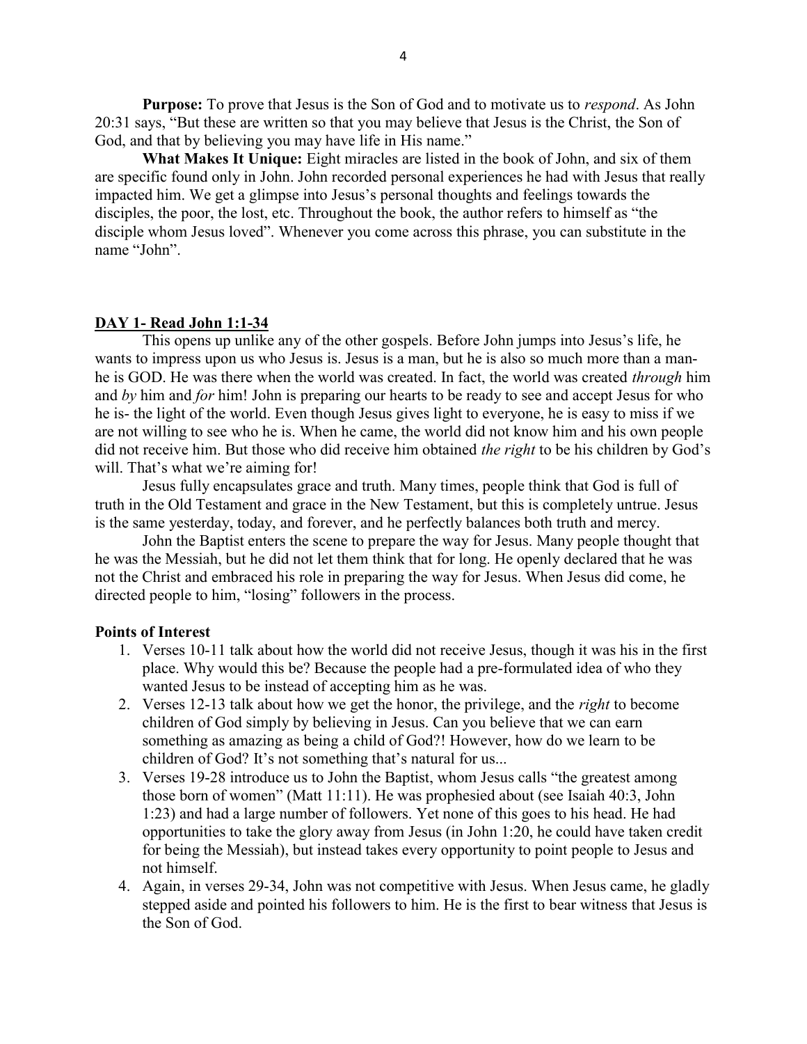**Purpose:** To prove that Jesus is the Son of God and to motivate us to *respond*. As John 20:31 says, "But these are written so that you may believe that Jesus is the Christ, the Son of God, and that by believing you may have life in His name."

**What Makes It Unique:** Eight miracles are listed in the book of John, and six of them are specific found only in John. John recorded personal experiences he had with Jesus that really impacted him. We get a glimpse into Jesus's personal thoughts and feelings towards the disciples, the poor, the lost, etc. Throughout the book, the author refers to himself as "the disciple whom Jesus loved". Whenever you come across this phrase, you can substitute in the name "John".

## DAY 1- Read John 1:1-34

This opens up unlike any of the other gospels. Before John jumps into Jesus's life, he wants to impress upon us who Jesus is. Jesus is a man, but he is also so much more than a man- he is GOD. He was there when the world was created. In fact, the world was created *through* him and *by* him and *for* him! John is preparing our hearts to be ready to see and accept Jesus for who he is- the light of the world. Even though Jesus gives light to everyone, he is easy to miss if we are not willing to see who he is. When he came, the world did not know him and his own people did not receive him. But those who did receive him obtained *the right* to be his children by God's will. That's what we're aiming for!

Jesus fully encapsulates grace and truth. Many times, people think that God is full of truth in the Old Testament and grace in the New Testament, but this is completely untrue. Jesus is the same yesterday, today, and forever, and he perfectly balances both truth and mercy.

John the Baptist enters the scene to prepare the way for Jesus. Many people thought that he was the Messiah, but he did not let them think that for long. He openly declared that he was not the Christ and embraced his role in preparing the way for Jesus. When Jesus did come, he directed people to him, "losing" followers in the process.

**Points of Interest**

1. Verses 10-11 talk about how the world did not receive Jesus, though it was his in the first place. Why would this be? Because the people had a pre-formulated idea of who they wanted Jesus to be instead of accepting him as he was.
2. Verses 12-13 talk about how we get the honor, the privilege, and the *right* to become children of God simply by believing in Jesus. Can you believe that we can earn something as amazing as being a child of God?! However, how do we learn to be children of God? It's not something that's natural for us...
3. Verses 19-28 introduce us to John the Baptist, whom Jesus calls "the greatest among those born of women" (Matt 11:11). He was prophesied about (see Isaiah 40:3, John 1:23) and had a large number of followers. Yet none of this goes to his head. He had opportunities to take the glory away from Jesus (in John 1:20, he could have taken credit for being the Messiah), but instead takes every opportunity to point people to Jesus and not himself.
4. Again, in verses 29-34, John was not competitive with Jesus. When Jesus came, he gladly stepped aside and pointed his followers to him. He is the first to bear witness that Jesus is the Son of God.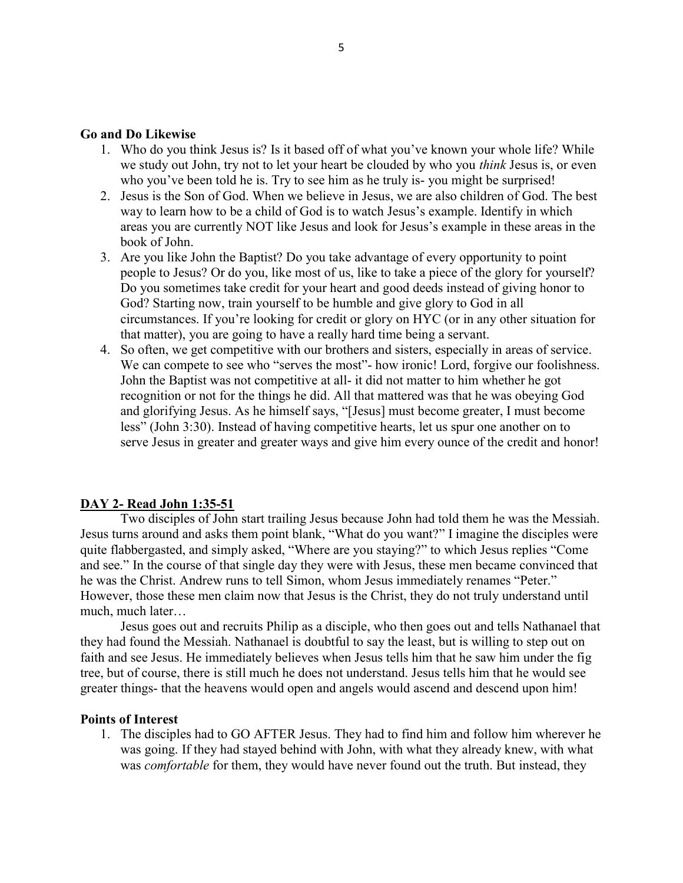**Go and Do Likewise**

1. Who do you think Jesus is? Is it based off of what you've known your whole life? While we study out John, try not to let your heart be clouded by who you *think* Jesus is, or even who you've been told he is. Try to see him as he truly is- you might be surprised!
2. Jesus is the Son of God. When we believe in Jesus, we are also children of God. The best way to learn how to be a child of God is to watch Jesus's example. Identify in which areas you are currently NOT like Jesus and look for Jesus's example in these areas in the book of John.
3. Are you like John the Baptist? Do you take advantage of every opportunity to point people to Jesus? Or do you, like most of us, like to take a piece of the glory for yourself? Do you sometimes take credit for your heart and good deeds instead of giving honor to God? Starting now, train yourself to be humble and give glory to God in all circumstances. If you're looking for credit or glory on HYC (or in any other situation for that matter), you are going to have a really hard time being a servant.
4. So often, we get competitive with our brothers and sisters, especially in areas of service. We can compete to see who "serves the most"- how ironic! Lord, forgive our foolishness. John the Baptist was not competitive at all- it did not matter to him whether he got recognition or not for the things he did. All that mattered was that he was obeying God and glorifying Jesus. As he himself says, "[Jesus] must become greater, I must become less" (John 3:30). Instead of having competitive hearts, let us spur one another on to serve Jesus in greater and greater ways and give him every ounce of the credit and honor!

**DAY 2- Read John 1:35-51**

Two disciples of John start trailing Jesus because John had told them he was the Messiah. Jesus turns around and asks them point blank, "What do you want?" I imagine the disciples were quite flabbergasted, and simply asked, "Where are you staying?" to which Jesus replies "Come and see." In the course of that single day they were with Jesus, these men became convinced that he was the Christ. Andrew runs to tell Simon, whom Jesus immediately renames "Peter." However, those these men claim now that Jesus is the Christ, they do not truly understand until much, much later…

Jesus goes out and recruits Philip as a disciple, who then goes out and tells Nathanael that they had found the Messiah. Nathanael is doubtful to say the least, but is willing to step out on faith and see Jesus. He immediately believes when Jesus tells him that he saw him under the fig tree, but of course, there is still much he does not understand. Jesus tells him that he would see greater things- that the heavens would open and angels would ascend and descend upon him!

**Points of Interest**

1. The disciples had to GO AFTER Jesus. They had to find him and follow him wherever he was going. If they had stayed behind with John, with what they already knew, with what was *comfortable* for them, they would have never found out the truth. But instead, they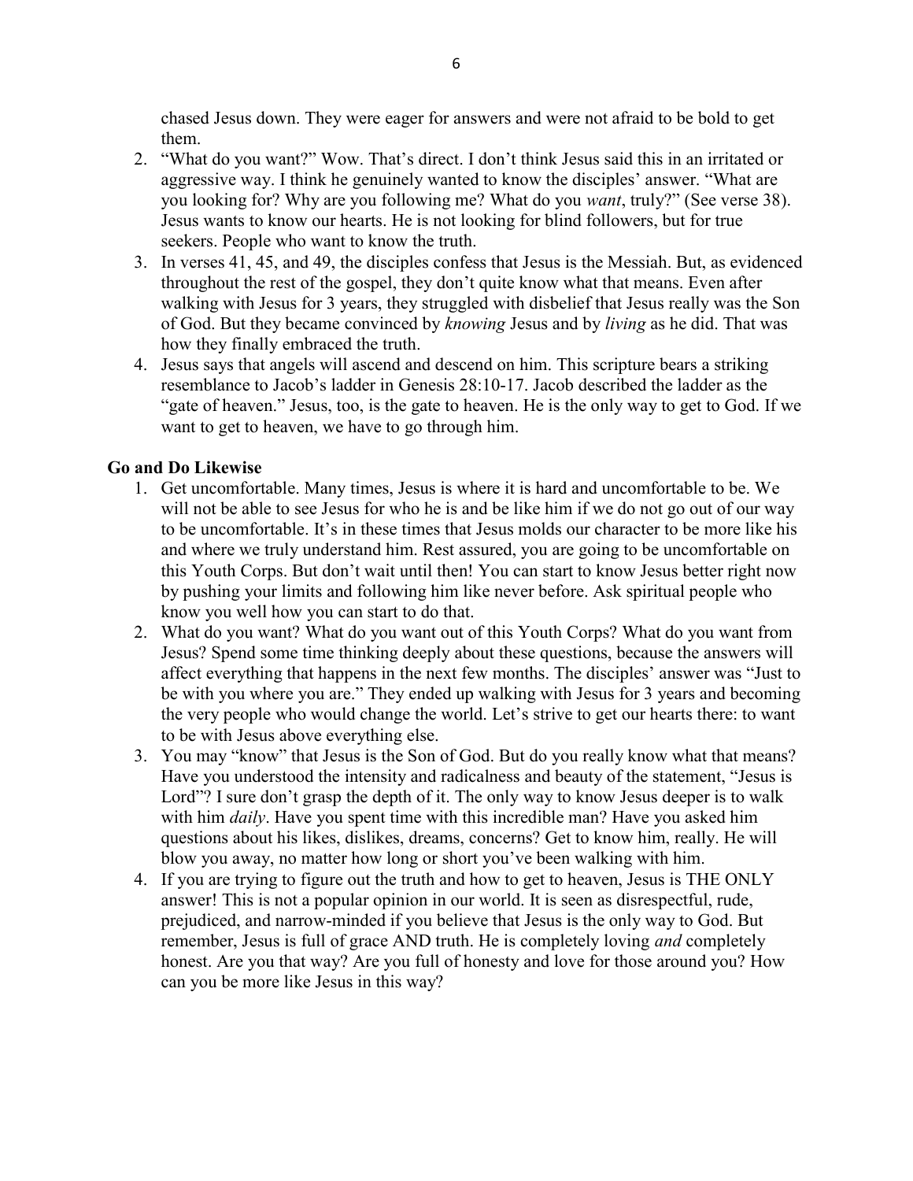chased Jesus down. They were eager for answers and were not afraid to be bold to get them.

2. "What do you want?" Wow. That's direct. I don't think Jesus said this in an irritated or aggressive way. I think he genuinely wanted to know the disciples' answer. "What are you looking for? Why are you following me? What do you *want*, truly?" (See verse 38). Jesus wants to know our hearts. He is not looking for blind followers, but for true seekers. People who want to know the truth.
3. In verses 41, 45, and 49, the disciples confess that Jesus is the Messiah. But, as evidenced throughout the rest of the gospel, they don't quite know what that means. Even after walking with Jesus for 3 years, they struggled with disbelief that Jesus really was the Son of God. But they became convinced by *knowing* Jesus and by *living* as he did. That was how they finally embraced the truth.
4. Jesus says that angels will ascend and descend on him. This scripture bears a striking resemblance to Jacob's ladder in Genesis 28:10-17. Jacob described the ladder as the "gate of heaven." Jesus, too, is the gate to heaven. He is the only way to get to God. If we want to get to heaven, we have to go through him.

**Go and Do Likewise**

1. Get uncomfortable. Many times, Jesus is where it is hard and uncomfortable to be. We will not be able to see Jesus for who he is and be like him if we do not go out of our way to be uncomfortable. It's in these times that Jesus molds our character to be more like his and where we truly understand him. Rest assured, you are going to be uncomfortable on this Youth Corps. But don't wait until then! You can start to know Jesus better right now by pushing your limits and following him like never before. Ask spiritual people who know you well how you can start to do that.
2. What do you want? What do you want out of this Youth Corps? What do you want from Jesus? Spend some time thinking deeply about these questions, because the answers will affect everything that happens in the next few months. The disciples' answer was "Just to be with you where you are." They ended up walking with Jesus for 3 years and becoming the very people who would change the world. Let's strive to get our hearts there: to want to be with Jesus above everything else.
3. You may "know" that Jesus is the Son of God. But do you really know what that means? Have you understood the intensity and radicalness and beauty of the statement, "Jesus is Lord"? I sure don't grasp the depth of it. The only way to know Jesus deeper is to walk with him *daily*. Have you spent time with this incredible man? Have you asked him questions about his likes, dislikes, dreams, concerns? Get to know him, really. He will blow you away, no matter how long or short you've been walking with him.
4. If you are trying to figure out the truth and how to get to heaven, Jesus is THE ONLY answer! This is not a popular opinion in our world. It is seen as disrespectful, rude, prejudiced, and narrow-minded if you believe that Jesus is the only way to God. But remember, Jesus is full of grace AND truth. He is completely loving *and* completely honest. Are you that way? Are you full of honesty and love for those around you? How can you be more like Jesus in this way?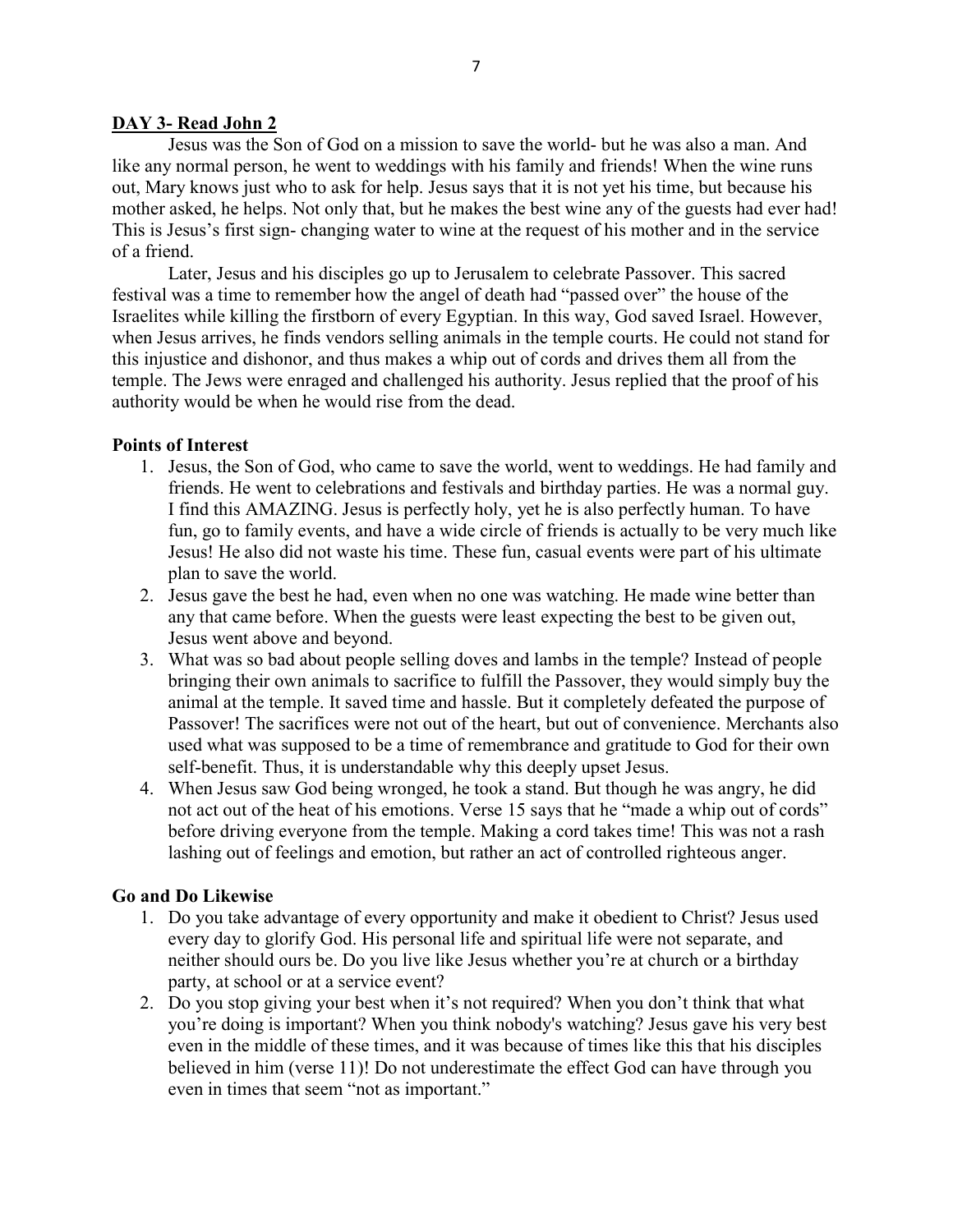**DAY 3- Read John 2**

Jesus was the Son of God on a mission to save the world- but he was also a man. And like any normal person, he went to weddings with his family and friends! When the wine runs out, Mary knows just who to ask for help. Jesus says that it is not yet his time, but because his mother asked, he helps. Not only that, but he makes the best wine any of the guests had ever had! This is Jesus's first sign- changing water to wine at the request of his mother and in the service of a friend.

Later, Jesus and his disciples go up to Jerusalem to celebrate Passover. This sacred festival was a time to remember how the angel of death had "passed over" the house of the Israelites while killing the firstborn of every Egyptian. In this way, God saved Israel. However, when Jesus arrives, he finds vendors selling animals in the temple courts. He could not stand for this injustice and dishonor, and thus makes a whip out of cords and drives them all from the temple. The Jews were enraged and challenged his authority. Jesus replied that the proof of his authority would be when he would rise from the dead.

**Points of Interest**

1. Jesus, the Son of God, who came to save the world, went to weddings. He had family and friends. He went to celebrations and festivals and birthday parties. He was a normal guy. I find this AMAZING. Jesus is perfectly holy, yet he is also perfectly human. To have fun, go to family events, and have a wide circle of friends is actually to be very much like Jesus! He also did not waste his time. These fun, casual events were part of his ultimate plan to save the world.
2. Jesus gave the best he had, even when no one was watching. He made wine better than any that came before. When the guests were least expecting the best to be given out, Jesus went above and beyond.
3. What was so bad about people selling doves and lambs in the temple? Instead of people bringing their own animals to sacrifice to fulfill the Passover, they would simply buy the animal at the temple. It saved time and hassle. But it completely defeated the purpose of Passover! The sacrifices were not out of the heart, but out of convenience. Merchants also used what was supposed to be a time of remembrance and gratitude to God for their own self-benefit. Thus, it is understandable why this deeply upset Jesus.
4. When Jesus saw God being wronged, he took a stand. But though he was angry, he did not act out of the heat of his emotions. Verse 15 says that he "made a whip out of cords" before driving everyone from the temple. Making a cord takes time! This was not a rash lashing out of feelings and emotion, but rather an act of controlled righteous anger.

**Go and Do Likewise**

1. Do you take advantage of every opportunity and make it obedient to Christ? Jesus used every day to glorify God. His personal life and spiritual life were not separate, and neither should ours be. Do you live like Jesus whether you're at church or a birthday party, at school or at a service event?
2. Do you stop giving your best when it's not required? When you don't think that what you're doing is important? When you think nobody's watching? Jesus gave his very best even in the middle of these times, and it was because of times like this that his disciples believed in him (verse 11)! Do not underestimate the effect God can have through you even in times that seem "not as important."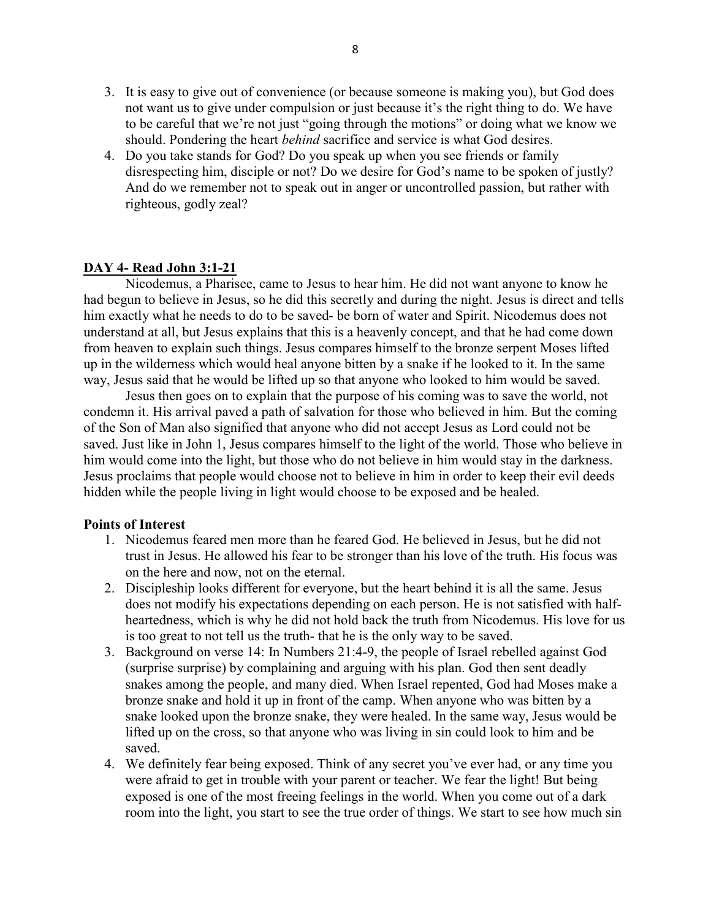3. It is easy to give out of convenience (or because someone is making you), but God does not want us to give under compulsion or just because it's the right thing to do. We have to be careful that we're not just "going through the motions" or doing what we know we should. Pondering the heart *behind* sacrifice and service is what God desires.
4. Do you take stands for God? Do you speak up when you see friends or family disrespecting him, disciple or not? Do we desire for God's name to be spoken of justly? And do we remember not to speak out in anger or uncontrolled passion, but rather with righteous, godly zeal?

## DAY 4- Read John 3:1-21

Nicodemus, a Pharisee, came to Jesus to hear him. He did not want anyone to know he had begun to believe in Jesus, so he did this secretly and during the night. Jesus is direct and tells him exactly what he needs to do to be saved- be born of water and Spirit. Nicodemus does not understand at all, but Jesus explains that this is a heavenly concept, and that he had come down from heaven to explain such things. Jesus compares himself to the bronze serpent Moses lifted up in the wilderness which would heal anyone bitten by a snake if he looked to it. In the same way, Jesus said that he would be lifted up so that anyone who looked to him would be saved.

Jesus then goes on to explain that the purpose of his coming was to save the world, not condemn it. His arrival paved a path of salvation for those who believed in him. But the coming of the Son of Man also signified that anyone who did not accept Jesus as Lord could not be saved. Just like in John 1, Jesus compares himself to the light of the world. Those who believe in him would come into the light, but those who do not believe in him would stay in the darkness. Jesus proclaims that people would choose not to believe in him in order to keep their evil deeds hidden while the people living in light would choose to be exposed and be healed.

**Points of Interest**

1. Nicodemus feared men more than he feared God. He believed in Jesus, but he did not trust in Jesus. He allowed his fear to be stronger than his love of the truth. His focus was on the here and now, not on the eternal.
2. Discipleship looks different for everyone, but the heart behind it is all the same. Jesus does not modify his expectations depending on each person. He is not satisfied with half-heartedness, which is why he did not hold back the truth from Nicodemus. His love for us is too great to not tell us the truth- that he is the only way to be saved.
3. Background on verse 14: In Numbers 21:4-9, the people of Israel rebelled against God (surprise surprise) by complaining and arguing with his plan. God then sent deadly snakes among the people, and many died. When Israel repented, God had Moses make a bronze snake and hold it up in front of the camp. When anyone who was bitten by a snake looked upon the bronze snake, they were healed. In the same way, Jesus would be lifted up on the cross, so that anyone who was living in sin could look to him and be saved.
4. We definitely fear being exposed. Think of any secret you've ever had, or any time you were afraid to get in trouble with your parent or teacher. We fear the light! But being exposed is one of the most freeing feelings in the world. When you come out of a dark room into the light, you start to see the true order of things. We start to see how much sin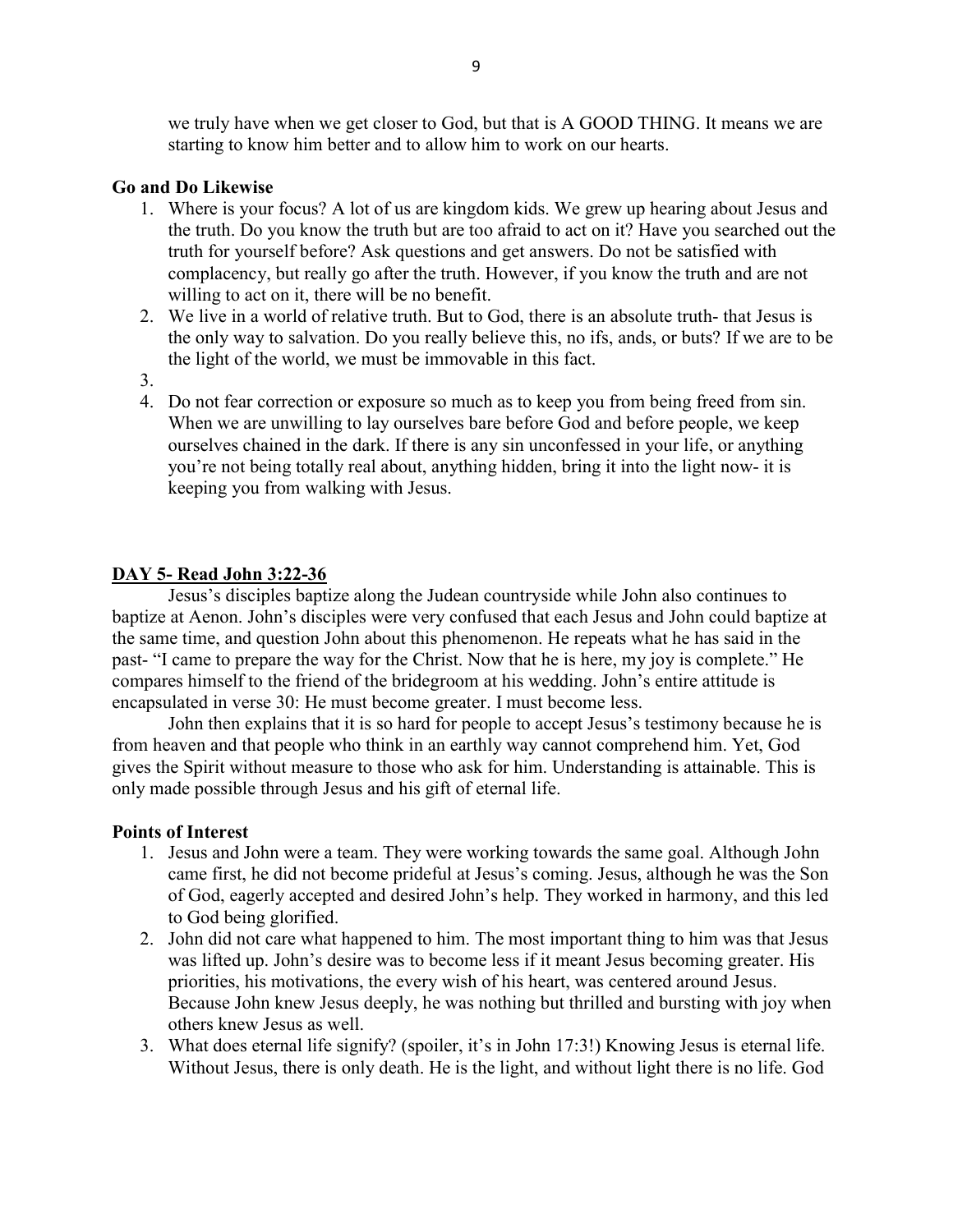we truly have when we get closer to God, but that is A GOOD THING. It means we are starting to know him better and to allow him to work on our hearts.

**Go and Do Likewise**

1. Where is your focus? A lot of us are kingdom kids. We grew up hearing about Jesus and the truth. Do you know the truth but are too afraid to act on it? Have you searched out the truth for yourself before? Ask questions and get answers. Do not be satisfied with complacency, but really go after the truth. However, if you know the truth and are not willing to act on it, there will be no benefit.
2. We live in a world of relative truth. But to God, there is an absolute truth- that Jesus is the only way to salvation. Do you really believe this, no ifs, ands, or buts? If we are to be the light of the world, we must be immovable in this fact.
3. 
4. Do not fear correction or exposure so much as to keep you from being freed from sin. When we are unwilling to lay ourselves bare before God and before people, we keep ourselves chained in the dark. If there is any sin unconfessed in your life, or anything you're not being totally real about, anything hidden, bring it into the light now- it is keeping you from walking with Jesus.

**<u>DAY 5- Read John 3:22-36</u>**

Jesus's disciples baptize along the Judean countryside while John also continues to baptize at Aenon. John's disciples were very confused that each Jesus and John could baptize at the same time, and question John about this phenomenon. He repeats what he has said in the past- "I came to prepare the way for the Christ. Now that he is here, my joy is complete." He compares himself to the friend of the bridegroom at his wedding. John's entire attitude is encapsulated in verse 30: He must become greater. I must become less.

John then explains that it is so hard for people to accept Jesus's testimony because he is from heaven and that people who think in an earthly way cannot comprehend him. Yet, God gives the Spirit without measure to those who ask for him. Understanding is attainable. This is only made possible through Jesus and his gift of eternal life.

**Points of Interest**

1. Jesus and John were a team. They were working towards the same goal. Although John came first, he did not become prideful at Jesus's coming. Jesus, although he was the Son of God, eagerly accepted and desired John's help. They worked in harmony, and this led to God being glorified.
2. John did not care what happened to him. The most important thing to him was that Jesus was lifted up. John's desire was to become less if it meant Jesus becoming greater. His priorities, his motivations, the every wish of his heart, was centered around Jesus. Because John knew Jesus deeply, he was nothing but thrilled and bursting with joy when others knew Jesus as well.
3. What does eternal life signify? (spoiler, it's in John 17:3!) Knowing Jesus is eternal life. Without Jesus, there is only death. He is the light, and without light there is no life. God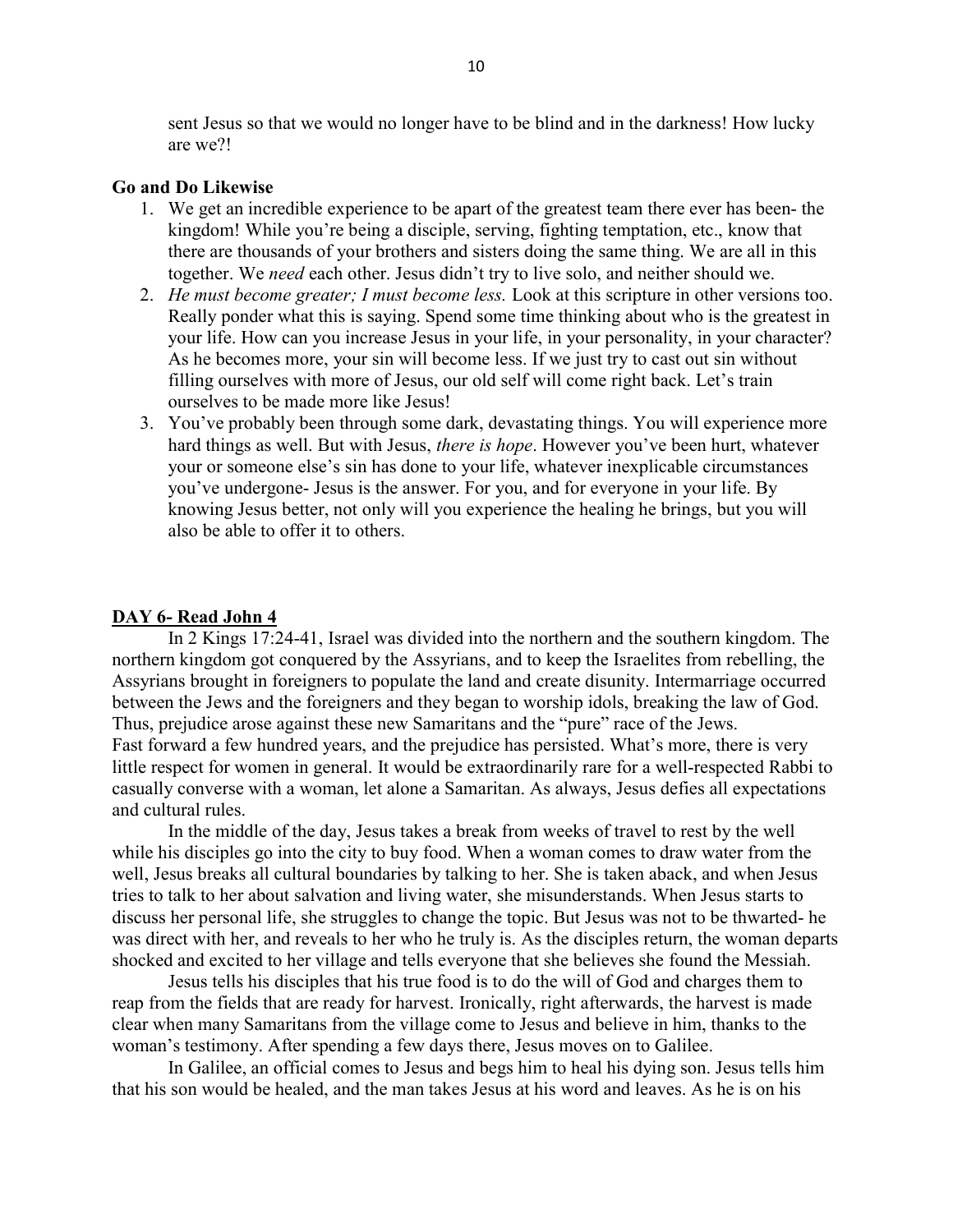sent Jesus so that we would no longer have to be blind and in the darkness! How lucky are we?!

**Go and Do Likewise**

1. We get an incredible experience to be apart of the greatest team there ever has been- the kingdom! While you're being a disciple, serving, fighting temptation, etc., know that there are thousands of your brothers and sisters doing the same thing. We are all in this together. We *need* each other. Jesus didn't try to live solo, and neither should we.
2. *He must become greater; I must become less.* Look at this scripture in other versions too. Really ponder what this is saying. Spend some time thinking about who is the greatest in your life. How can you increase Jesus in your life, in your personality, in your character? As he becomes more, your sin will become less. If we just try to cast out sin without filling ourselves with more of Jesus, our old self will come right back. Let's train ourselves to be made more like Jesus!
3. You've probably been through some dark, devastating things. You will experience more hard things as well. But with Jesus, *there is hope*. However you've been hurt, whatever your or someone else's sin has done to your life, whatever inexplicable circumstances you've undergone- Jesus is the answer. For you, and for everyone in your life. By knowing Jesus better, not only will you experience the healing he brings, but you will also be able to offer it to others.

**DAY 6- Read John 4**

In 2 Kings 17:24-41, Israel was divided into the northern and the southern kingdom. The northern kingdom got conquered by the Assyrians, and to keep the Israelites from rebelling, the Assyrians brought in foreigners to populate the land and create disunity. Intermarriage occurred between the Jews and the foreigners and they began to worship idols, breaking the law of God. Thus, prejudice arose against these new Samaritans and the "pure" race of the Jews.
Fast forward a few hundred years, and the prejudice has persisted. What's more, there is very little respect for women in general. It would be extraordinarily rare for a well-respected Rabbi to casually converse with a woman, let alone a Samaritan. As always, Jesus defies all expectations and cultural rules.

In the middle of the day, Jesus takes a break from weeks of travel to rest by the well while his disciples go into the city to buy food. When a woman comes to draw water from the well, Jesus breaks all cultural boundaries by talking to her. She is taken aback, and when Jesus tries to talk to her about salvation and living water, she misunderstands. When Jesus starts to discuss her personal life, she struggles to change the topic. But Jesus was not to be thwarted- he was direct with her, and reveals to her who he truly is. As the disciples return, the woman departs shocked and excited to her village and tells everyone that she believes she found the Messiah.

Jesus tells his disciples that his true food is to do the will of God and charges them to reap from the fields that are ready for harvest. Ironically, right afterwards, the harvest is made clear when many Samaritans from the village come to Jesus and believe in him, thanks to the woman's testimony. After spending a few days there, Jesus moves on to Galilee.

In Galilee, an official comes to Jesus and begs him to heal his dying son. Jesus tells him that his son would be healed, and the man takes Jesus at his word and leaves. As he is on his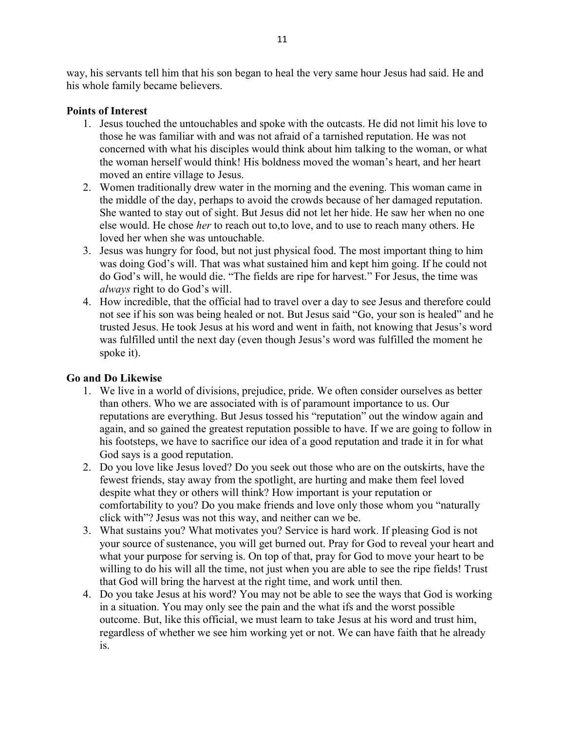way, his servants tell him that his son began to heal the very same hour Jesus had said. He and his whole family became believers.

### Points of Interest

1. Jesus touched the untouchables and spoke with the outcasts. He did not limit his love to those he was familiar with and was not afraid of a tarnished reputation. He was not concerned with what his disciples would think about him talking to the woman, or what the woman herself would think! His boldness moved the woman's heart, and her heart moved an entire village to Jesus.
2. Women traditionally drew water in the morning and the evening. This woman came in the middle of the day, perhaps to avoid the crowds because of her damaged reputation. She wanted to stay out of sight. But Jesus did not let her hide. He saw her when no one else would. He chose *her* to reach out to,to love, and to use to reach many others. He loved her when she was untouchable.
3. Jesus was hungry for food, but not just physical food. The most important thing to him was doing God's will. That was what sustained him and kept him going. If he could not do God's will, he would die. "The fields are ripe for harvest." For Jesus, the time was *always* right to do God's will.
4. How incredible, that the official had to travel over a day to see Jesus and therefore could not see if his son was being healed or not. But Jesus said "Go, your son is healed" and he trusted Jesus. He took Jesus at his word and went in faith, not knowing that Jesus's word was fulfilled until the next day (even though Jesus's word was fulfilled the moment he spoke it).

### Go and Do Likewise

1. We live in a world of divisions, prejudice, pride. We often consider ourselves as better than others. Who we are associated with is of paramount importance to us. Our reputations are everything. But Jesus tossed his "reputation" out the window again and again, and so gained the greatest reputation possible to have. If we are going to follow in his footsteps, we have to sacrifice our idea of a good reputation and trade it in for what God says is a good reputation.
2. Do you love like Jesus loved? Do you seek out those who are on the outskirts, have the fewest friends, stay away from the spotlight, are hurting and make them feel loved despite what they or others will think? How important is your reputation or comfortability to you? Do you make friends and love only those whom you "naturally click with"? Jesus was not this way, and neither can we be.
3. What sustains you? What motivates you? Service is hard work. If pleasing God is not your source of sustenance, you will get burned out. Pray for God to reveal your heart and what your purpose for serving is. On top of that, pray for God to move your heart to be willing to do his will all the time, not just when you are able to see the ripe fields! Trust that God will bring the harvest at the right time, and work until then.
4. Do you take Jesus at his word? You may not be able to see the ways that God is working in a situation. You may only see the pain and the what ifs and the worst possible outcome. But, like this official, we must learn to take Jesus at his word and trust him, regardless of whether we see him working yet or not. We can have faith that he already is.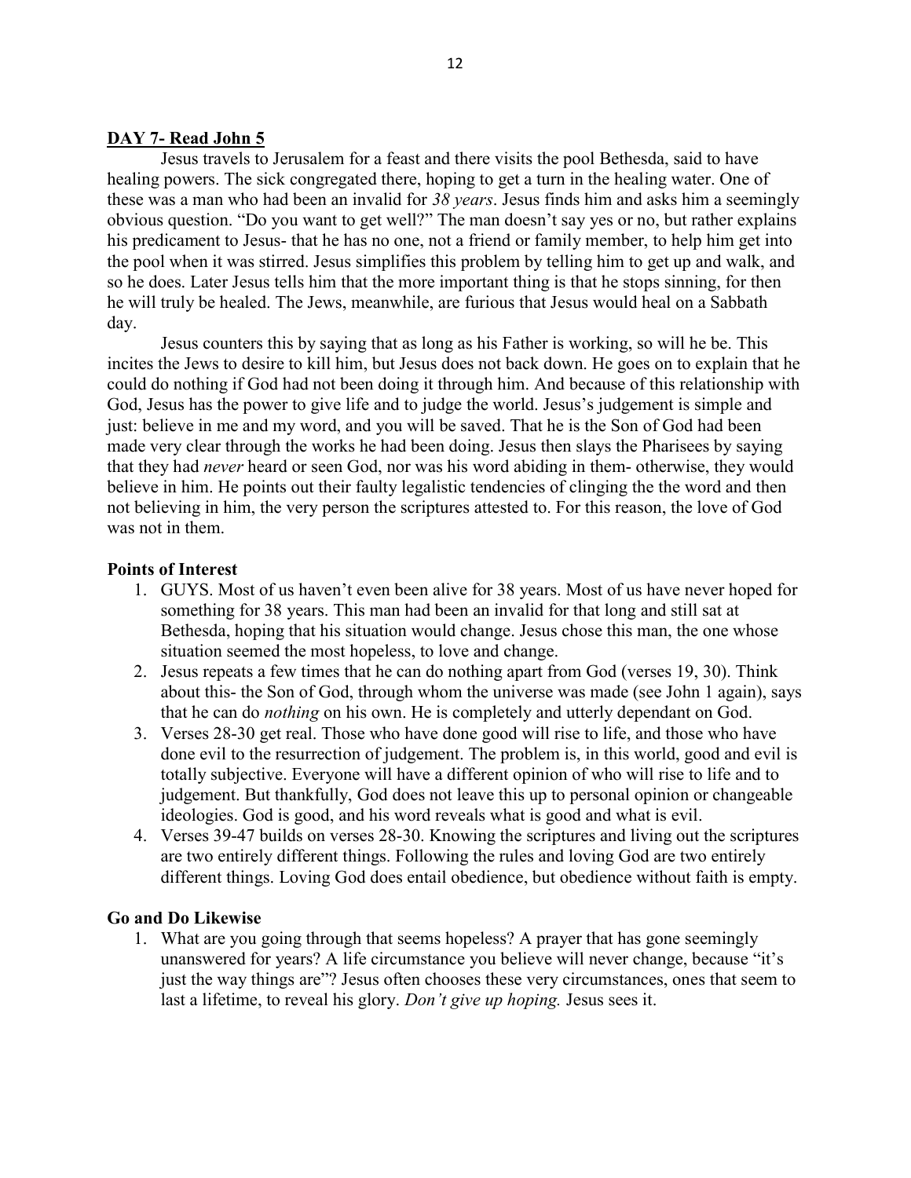## DAY 7- Read John 5

Jesus travels to Jerusalem for a feast and there visits the pool Bethesda, said to have healing powers. The sick congregated there, hoping to get a turn in the healing water. One of these was a man who had been an invalid for *38 years*. Jesus finds him and asks him a seemingly obvious question. "Do you want to get well?" The man doesn't say yes or no, but rather explains his predicament to Jesus- that he has no one, not a friend or family member, to help him get into the pool when it was stirred. Jesus simplifies this problem by telling him to get up and walk, and so he does. Later Jesus tells him that the more important thing is that he stops sinning, for then he will truly be healed. The Jews, meanwhile, are furious that Jesus would heal on a Sabbath day.

Jesus counters this by saying that as long as his Father is working, so will he be. This incites the Jews to desire to kill him, but Jesus does not back down. He goes on to explain that he could do nothing if God had not been doing it through him. And because of this relationship with God, Jesus has the power to give life and to judge the world. Jesus's judgement is simple and just: believe in me and my word, and you will be saved. That he is the Son of God had been made very clear through the works he had been doing. Jesus then slays the Pharisees by saying that they had *never* heard or seen God, nor was his word abiding in them- otherwise, they would believe in him. He points out their faulty legalistic tendencies of clinging the the word and then not believing in him, the very person the scriptures attested to. For this reason, the love of God was not in them.

### Points of Interest

1. GUYS. Most of us haven't even been alive for 38 years. Most of us have never hoped for something for 38 years. This man had been an invalid for that long and still sat at Bethesda, hoping that his situation would change. Jesus chose this man, the one whose situation seemed the most hopeless, to love and change.
2. Jesus repeats a few times that he can do nothing apart from God (verses 19, 30). Think about this- the Son of God, through whom the universe was made (see John 1 again), says that he can do *nothing* on his own. He is completely and utterly dependant on God.
3. Verses 28-30 get real. Those who have done good will rise to life, and those who have done evil to the resurrection of judgement. The problem is, in this world, good and evil is totally subjective. Everyone will have a different opinion of who will rise to life and to judgement. But thankfully, God does not leave this up to personal opinion or changeable ideologies. God is good, and his word reveals what is good and what is evil.
4. Verses 39-47 builds on verses 28-30. Knowing the scriptures and living out the scriptures are two entirely different things. Following the rules and loving God are two entirely different things. Loving God does entail obedience, but obedience without faith is empty.

### Go and Do Likewise

1. What are you going through that seems hopeless? A prayer that has gone seemingly unanswered for years? A life circumstance you believe will never change, because "it's just the way things are"? Jesus often chooses these very circumstances, ones that seem to last a lifetime, to reveal his glory. *Don't give up hoping.* Jesus sees it.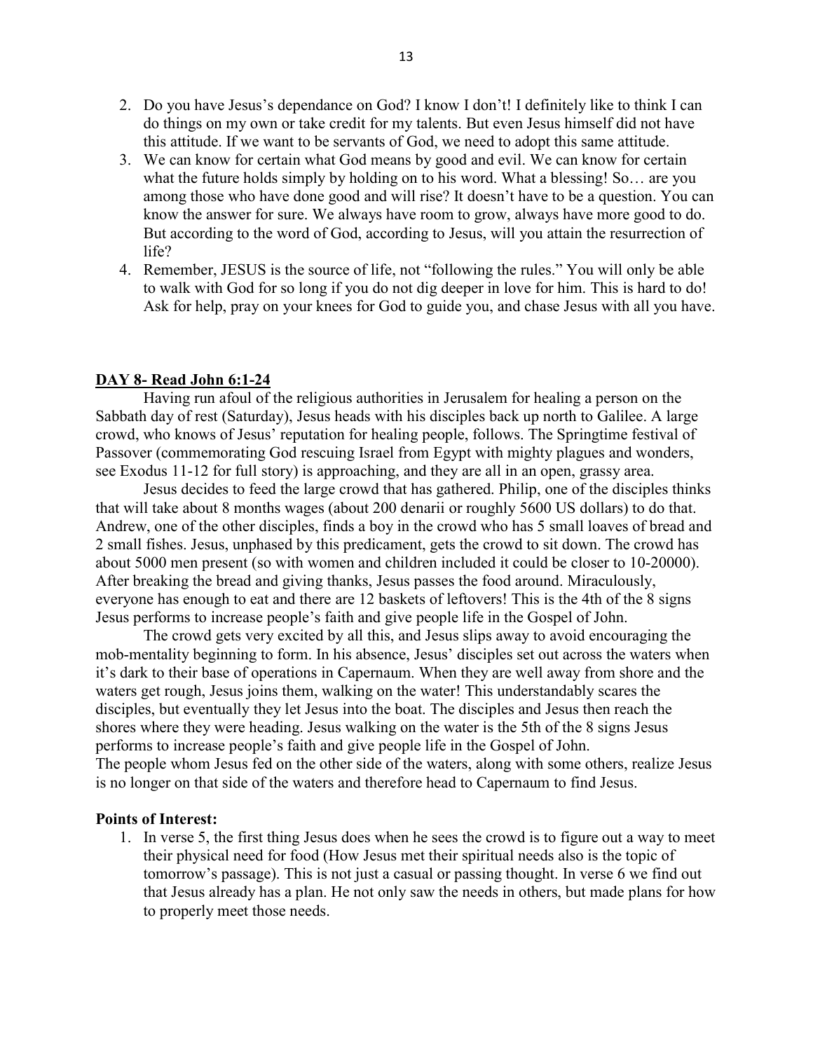2. Do you have Jesus's dependance on God? I know I don't! I definitely like to think I can do things on my own or take credit for my talents. But even Jesus himself did not have this attitude. If we want to be servants of God, we need to adopt this same attitude.
3. We can know for certain what God means by good and evil. We can know for certain what the future holds simply by holding on to his word. What a blessing! So… are you among those who have done good and will rise? It doesn't have to be a question. You can know the answer for sure. We always have room to grow, always have more good to do. But according to the word of God, according to Jesus, will you attain the resurrection of life?
4. Remember, JESUS is the source of life, not "following the rules." You will only be able to walk with God for so long if you do not dig deeper in love for him. This is hard to do! Ask for help, pray on your knees for God to guide you, and chase Jesus with all you have.

**DAY 8- Read John 6:1-24**

Having run afoul of the religious authorities in Jerusalem for healing a person on the Sabbath day of rest (Saturday), Jesus heads with his disciples back up north to Galilee. A large crowd, who knows of Jesus' reputation for healing people, follows. The Springtime festival of Passover (commemorating God rescuing Israel from Egypt with mighty plagues and wonders, see Exodus 11-12 for full story) is approaching, and they are all in an open, grassy area.

Jesus decides to feed the large crowd that has gathered. Philip, one of the disciples thinks that will take about 8 months wages (about 200 denarii or roughly 5600 US dollars) to do that. Andrew, one of the other disciples, finds a boy in the crowd who has 5 small loaves of bread and 2 small fishes. Jesus, unphased by this predicament, gets the crowd to sit down. The crowd has about 5000 men present (so with women and children included it could be closer to 10-20000). After breaking the bread and giving thanks, Jesus passes the food around. Miraculously, everyone has enough to eat and there are 12 baskets of leftovers! This is the 4th of the 8 signs Jesus performs to increase people's faith and give people life in the Gospel of John.

The crowd gets very excited by all this, and Jesus slips away to avoid encouraging the mob-mentality beginning to form. In his absence, Jesus' disciples set out across the waters when it's dark to their base of operations in Capernaum. When they are well away from shore and the waters get rough, Jesus joins them, walking on the water! This understandably scares the disciples, but eventually they let Jesus into the boat. The disciples and Jesus then reach the shores where they were heading. Jesus walking on the water is the 5th of the 8 signs Jesus performs to increase people's faith and give people life in the Gospel of John.
The people whom Jesus fed on the other side of the waters, along with some others, realize Jesus is no longer on that side of the waters and therefore head to Capernaum to find Jesus.

**Points of Interest:**

1. In verse 5, the first thing Jesus does when he sees the crowd is to figure out a way to meet their physical need for food (How Jesus met their spiritual needs also is the topic of tomorrow's passage). This is not just a casual or passing thought. In verse 6 we find out that Jesus already has a plan. He not only saw the needs in others, but made plans for how to properly meet those needs.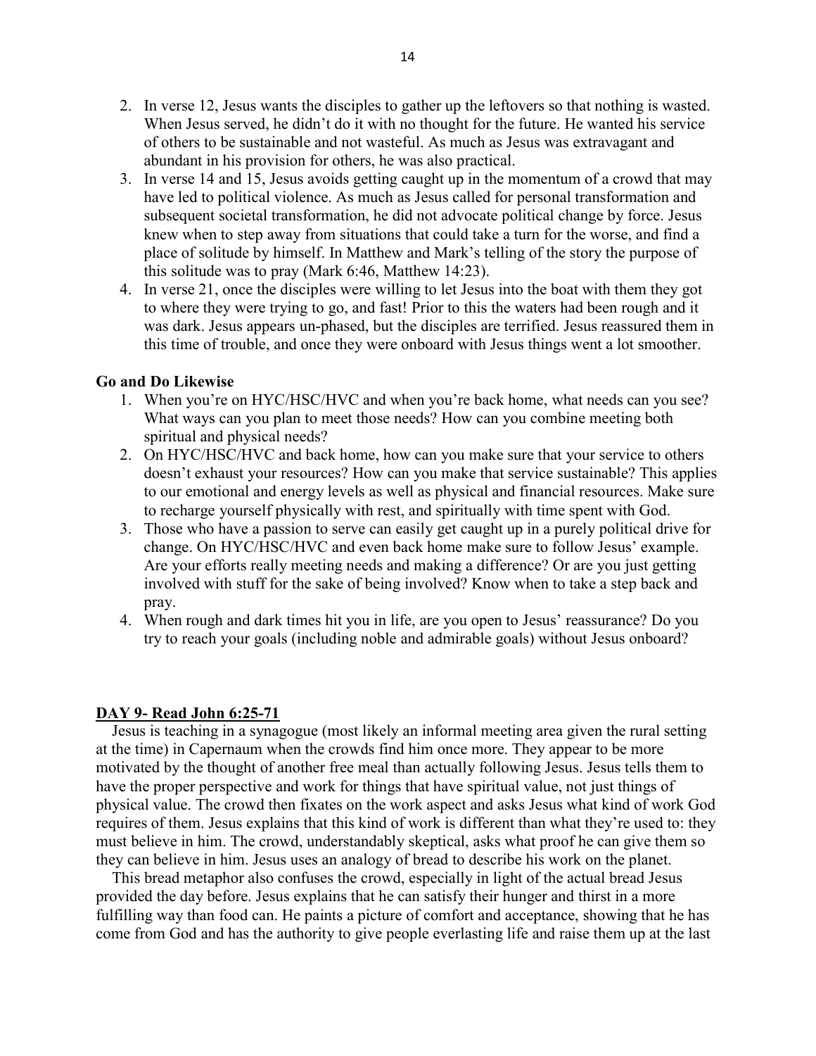2. In verse 12, Jesus wants the disciples to gather up the leftovers so that nothing is wasted. When Jesus served, he didn't do it with no thought for the future. He wanted his service of others to be sustainable and not wasteful. As much as Jesus was extravagant and abundant in his provision for others, he was also practical.
3. In verse 14 and 15, Jesus avoids getting caught up in the momentum of a crowd that may have led to political violence. As much as Jesus called for personal transformation and subsequent societal transformation, he did not advocate political change by force. Jesus knew when to step away from situations that could take a turn for the worse, and find a place of solitude by himself. In Matthew and Mark's telling of the story the purpose of this solitude was to pray (Mark 6:46, Matthew 14:23).
4. In verse 21, once the disciples were willing to let Jesus into the boat with them they got to where they were trying to go, and fast! Prior to this the waters had been rough and it was dark. Jesus appears un-phased, but the disciples are terrified. Jesus reassured them in this time of trouble, and once they were onboard with Jesus things went a lot smoother.

**Go and Do Likewise**

1. When you're on HYC/HSC/HVC and when you're back home, what needs can you see? What ways can you plan to meet those needs? How can you combine meeting both spiritual and physical needs?
2. On HYC/HSC/HVC and back home, how can you make sure that your service to others doesn't exhaust your resources? How can you make that service sustainable? This applies to our emotional and energy levels as well as physical and financial resources. Make sure to recharge yourself physically with rest, and spiritually with time spent with God.
3. Those who have a passion to serve can easily get caught up in a purely political drive for change. On HYC/HSC/HVC and even back home make sure to follow Jesus' example. Are your efforts really meeting needs and making a difference? Or are you just getting involved with stuff for the sake of being involved? Know when to take a step back and pray.
4. When rough and dark times hit you in life, are you open to Jesus' reassurance? Do you try to reach your goals (including noble and admirable goals) without Jesus onboard?

**DAY 9- Read John 6:25-71**

Jesus is teaching in a synagogue (most likely an informal meeting area given the rural setting at the time) in Capernaum when the crowds find him once more. They appear to be more motivated by the thought of another free meal than actually following Jesus. Jesus tells them to have the proper perspective and work for things that have spiritual value, not just things of physical value. The crowd then fixates on the work aspect and asks Jesus what kind of work God requires of them. Jesus explains that this kind of work is different than what they're used to: they must believe in him. The crowd, understandably skeptical, asks what proof he can give them so they can believe in him. Jesus uses an analogy of bread to describe his work on the planet.

This bread metaphor also confuses the crowd, especially in light of the actual bread Jesus provided the day before. Jesus explains that he can satisfy their hunger and thirst in a more fulfilling way than food can. He paints a picture of comfort and acceptance, showing that he has come from God and has the authority to give people everlasting life and raise them up at the last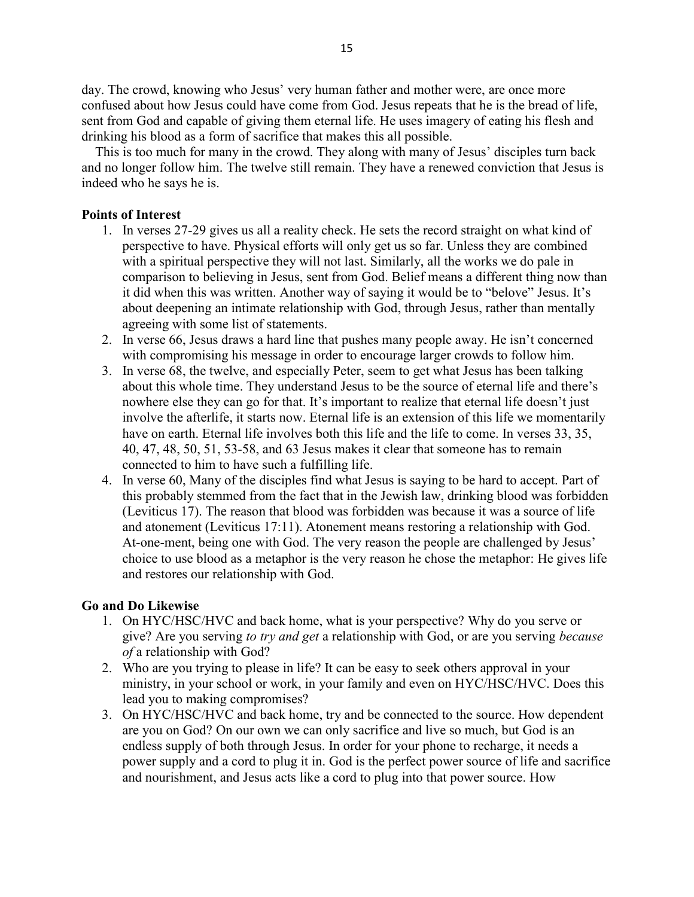day. The crowd, knowing who Jesus' very human father and mother were, are once more confused about how Jesus could have come from God. Jesus repeats that he is the bread of life, sent from God and capable of giving them eternal life. He uses imagery of eating his flesh and drinking his blood as a form of sacrifice that makes this all possible.

This is too much for many in the crowd. They along with many of Jesus' disciples turn back and no longer follow him. The twelve still remain. They have a renewed conviction that Jesus is indeed who he says he is.

**Points of Interest**

1. In verses 27-29 gives us all a reality check. He sets the record straight on what kind of perspective to have. Physical efforts will only get us so far. Unless they are combined with a spiritual perspective they will not last. Similarly, all the works we do pale in comparison to believing in Jesus, sent from God. Belief means a different thing now than it did when this was written. Another way of saying it would be to "belove" Jesus. It's about deepening an intimate relationship with God, through Jesus, rather than mentally agreeing with some list of statements.
2. In verse 66, Jesus draws a hard line that pushes many people away. He isn't concerned with compromising his message in order to encourage larger crowds to follow him.
3. In verse 68, the twelve, and especially Peter, seem to get what Jesus has been talking about this whole time. They understand Jesus to be the source of eternal life and there's nowhere else they can go for that. It's important to realize that eternal life doesn't just involve the afterlife, it starts now. Eternal life is an extension of this life we momentarily have on earth. Eternal life involves both this life and the life to come. In verses 33, 35, 40, 47, 48, 50, 51, 53-58, and 63 Jesus makes it clear that someone has to remain connected to him to have such a fulfilling life.
4. In verse 60, Many of the disciples find what Jesus is saying to be hard to accept. Part of this probably stemmed from the fact that in the Jewish law, drinking blood was forbidden (Leviticus 17). The reason that blood was forbidden was because it was a source of life and atonement (Leviticus 17:11). Atonement means restoring a relationship with God. At-one-ment, being one with God. The very reason the people are challenged by Jesus' choice to use blood as a metaphor is the very reason he chose the metaphor: He gives life and restores our relationship with God.

**Go and Do Likewise**

1. On HYC/HSC/HVC and back home, what is your perspective? Why do you serve or give? Are you serving *to try and get* a relationship with God, or are you serving *because of* a relationship with God?
2. Who are you trying to please in life? It can be easy to seek others approval in your ministry, in your school or work, in your family and even on HYC/HSC/HVC. Does this lead you to making compromises?
3. On HYC/HSC/HVC and back home, try and be connected to the source. How dependent are you on God? On our own we can only sacrifice and live so much, but God is an endless supply of both through Jesus. In order for your phone to recharge, it needs a power supply and a cord to plug it in. God is the perfect power source of life and sacrifice and nourishment, and Jesus acts like a cord to plug into that power source. How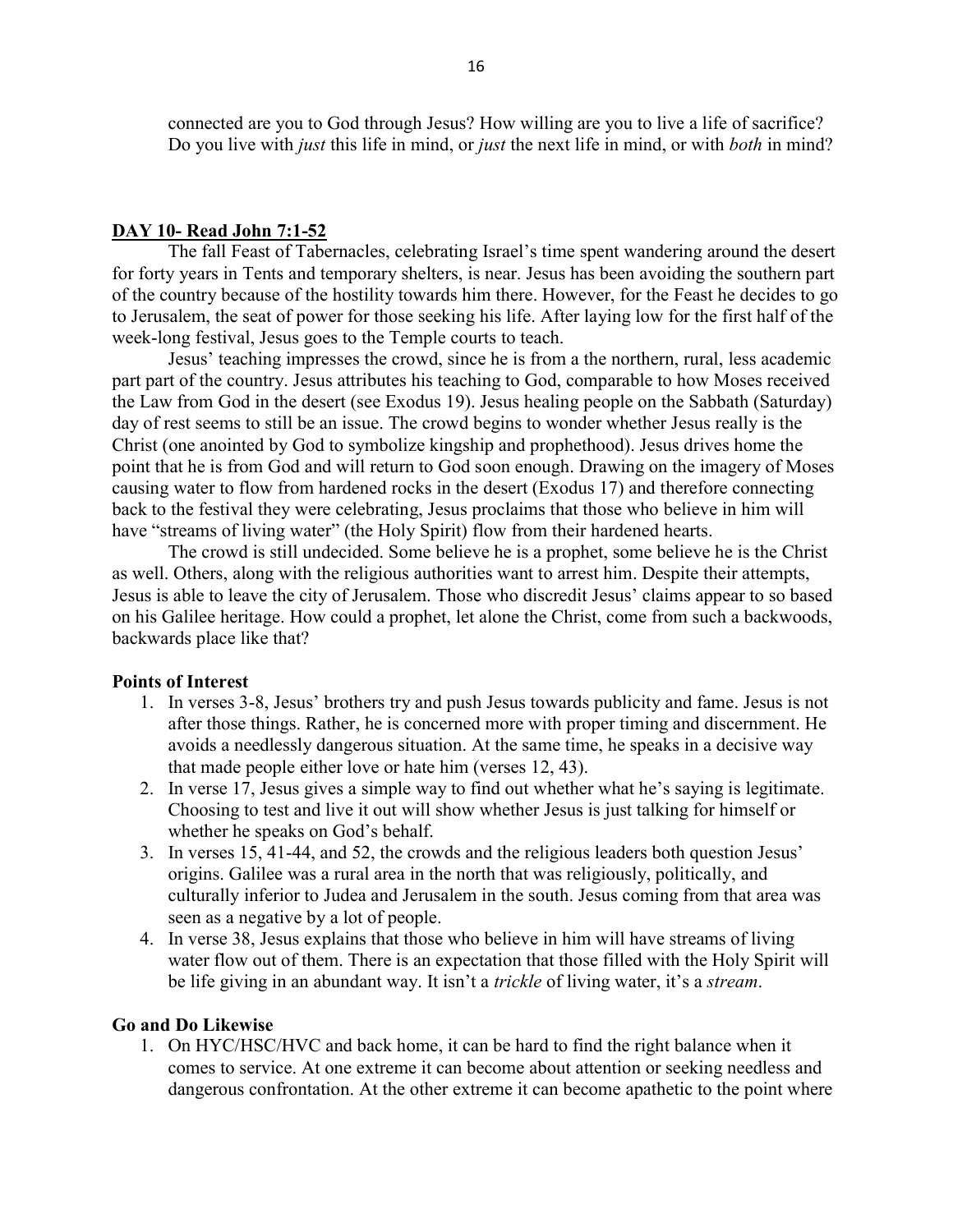connected are you to God through Jesus? How willing are you to live a life of sacrifice? Do you live with *just* this life in mind, or *just* the next life in mind, or with *both* in mind?

**DAY 10- Read John 7:1-52**

The fall Feast of Tabernacles, celebrating Israel's time spent wandering around the desert for forty years in Tents and temporary shelters, is near. Jesus has been avoiding the southern part of the country because of the hostility towards him there. However, for the Feast he decides to go to Jerusalem, the seat of power for those seeking his life. After laying low for the first half of the week-long festival, Jesus goes to the Temple courts to teach.

Jesus' teaching impresses the crowd, since he is from a the northern, rural, less academic part part of the country. Jesus attributes his teaching to God, comparable to how Moses received the Law from God in the desert (see Exodus 19). Jesus healing people on the Sabbath (Saturday) day of rest seems to still be an issue. The crowd begins to wonder whether Jesus really is the Christ (one anointed by God to symbolize kingship and prophethood). Jesus drives home the point that he is from God and will return to God soon enough. Drawing on the imagery of Moses causing water to flow from hardened rocks in the desert (Exodus 17) and therefore connecting back to the festival they were celebrating, Jesus proclaims that those who believe in him will have "streams of living water" (the Holy Spirit) flow from their hardened hearts.

The crowd is still undecided. Some believe he is a prophet, some believe he is the Christ as well. Others, along with the religious authorities want to arrest him. Despite their attempts, Jesus is able to leave the city of Jerusalem. Those who discredit Jesus' claims appear to so based on his Galilee heritage. How could a prophet, let alone the Christ, come from such a backwoods, backwards place like that?

**Points of Interest**

1. In verses 3-8, Jesus' brothers try and push Jesus towards publicity and fame. Jesus is not after those things. Rather, he is concerned more with proper timing and discernment. He avoids a needlessly dangerous situation. At the same time, he speaks in a decisive way that made people either love or hate him (verses 12, 43).
2. In verse 17, Jesus gives a simple way to find out whether what he's saying is legitimate. Choosing to test and live it out will show whether Jesus is just talking for himself or whether he speaks on God's behalf.
3. In verses 15, 41-44, and 52, the crowds and the religious leaders both question Jesus' origins. Galilee was a rural area in the north that was religiously, politically, and culturally inferior to Judea and Jerusalem in the south. Jesus coming from that area was seen as a negative by a lot of people.
4. In verse 38, Jesus explains that those who believe in him will have streams of living water flow out of them. There is an expectation that those filled with the Holy Spirit will be life giving in an abundant way. It isn't a *trickle* of living water, it's a *stream*.

**Go and Do Likewise**

1. On HYC/HSC/HVC and back home, it can be hard to find the right balance when it comes to service. At one extreme it can become about attention or seeking needless and dangerous confrontation. At the other extreme it can become apathetic to the point where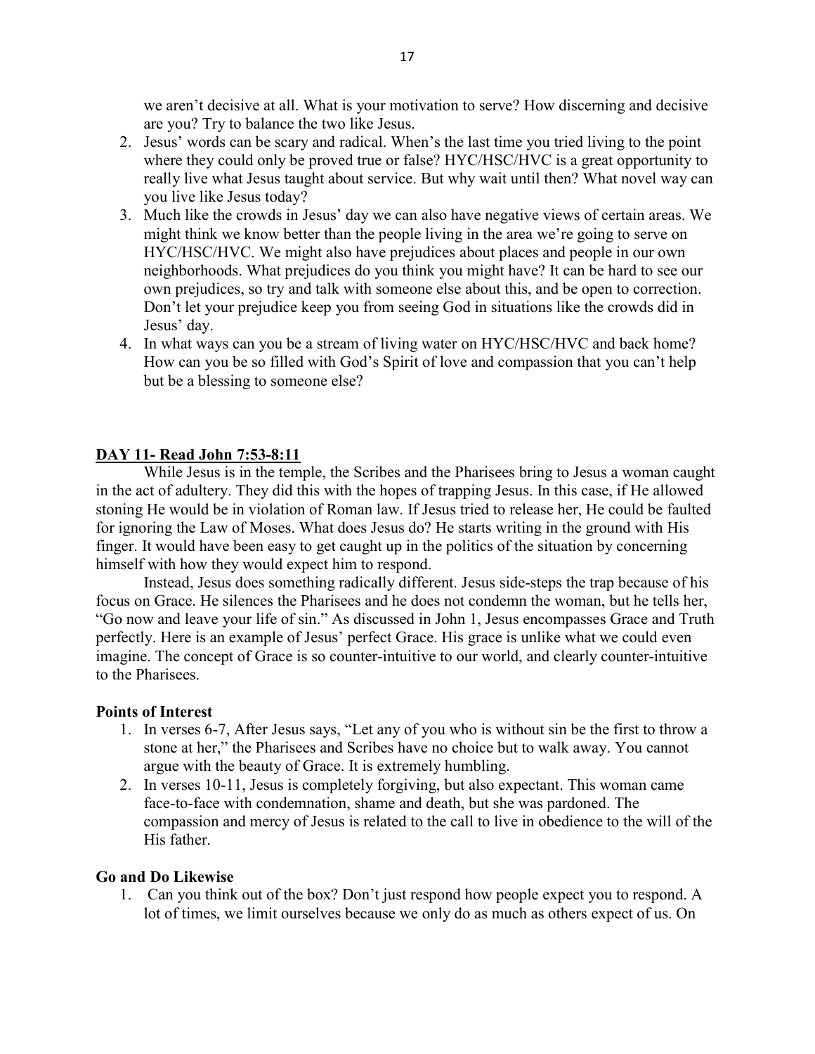we aren't decisive at all. What is your motivation to serve? How discerning and decisive are you? Try to balance the two like Jesus.

2. Jesus' words can be scary and radical. When's the last time you tried living to the point where they could only be proved true or false? HYC/HSC/HVC is a great opportunity to really live what Jesus taught about service. But why wait until then? What novel way can you live like Jesus today?
3. Much like the crowds in Jesus' day we can also have negative views of certain areas. We might think we know better than the people living in the area we're going to serve on HYC/HSC/HVC. We might also have prejudices about places and people in our own neighborhoods. What prejudices do you think you might have? It can be hard to see our own prejudices, so try and talk with someone else about this, and be open to correction. Don't let your prejudice keep you from seeing God in situations like the crowds did in Jesus' day.
4. In what ways can you be a stream of living water on HYC/HSC/HVC and back home? How can you be so filled with God's Spirit of love and compassion that you can't help but be a blessing to someone else?

## DAY 11- Read John 7:53-8:11

While Jesus is in the temple, the Scribes and the Pharisees bring to Jesus a woman caught in the act of adultery. They did this with the hopes of trapping Jesus. In this case, if He allowed stoning He would be in violation of Roman law. If Jesus tried to release her, He could be faulted for ignoring the Law of Moses. What does Jesus do? He starts writing in the ground with His finger. It would have been easy to get caught up in the politics of the situation by concerning himself with how they would expect him to respond.

Instead, Jesus does something radically different. Jesus side-steps the trap because of his focus on Grace. He silences the Pharisees and he does not condemn the woman, but he tells her, "Go now and leave your life of sin." As discussed in John 1, Jesus encompasses Grace and Truth perfectly. Here is an example of Jesus' perfect Grace. His grace is unlike what we could even imagine. The concept of Grace is so counter-intuitive to our world, and clearly counter-intuitive to the Pharisees.

### Points of Interest

1. In verses 6-7, After Jesus says, "Let any of you who is without sin be the first to throw a stone at her," the Pharisees and Scribes have no choice but to walk away. You cannot argue with the beauty of Grace. It is extremely humbling.
2. In verses 10-11, Jesus is completely forgiving, but also expectant. This woman came face-to-face with condemnation, shame and death, but she was pardoned. The compassion and mercy of Jesus is related to the call to live in obedience to the will of the His father.

### Go and Do Likewise

1. Can you think out of the box? Don't just respond how people expect you to respond. A lot of times, we limit ourselves because we only do as much as others expect of us. On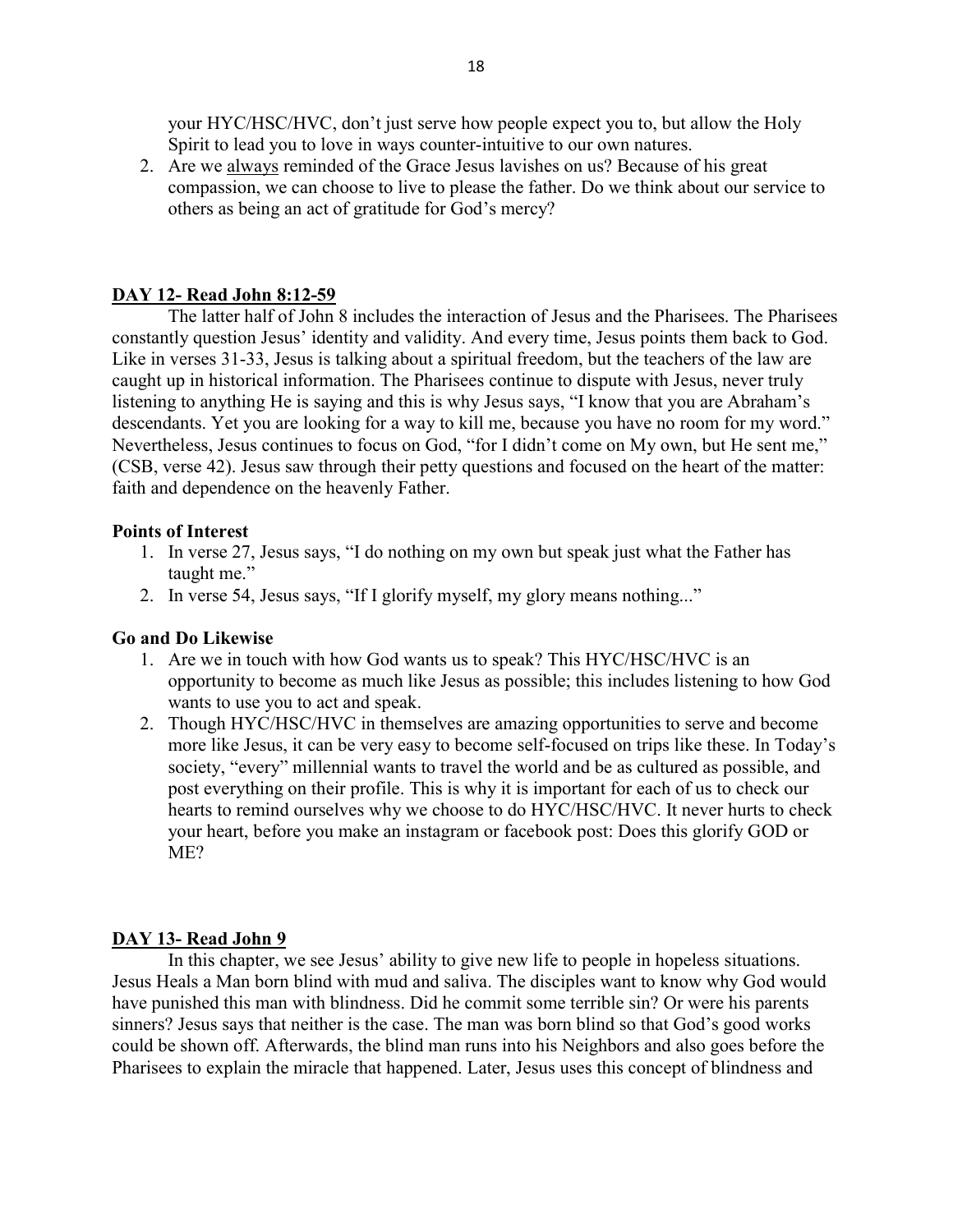your HYC/HSC/HVC, don't just serve how people expect you to, but allow the Holy Spirit to lead you to love in ways counter-intuitive to our own natures.

2. Are we <u>always</u> reminded of the Grace Jesus lavishes on us? Because of his great compassion, we can choose to live to please the father. Do we think about our service to others as being an act of gratitude for God's mercy?

## DAY 12- Read John 8:12-59

The latter half of John 8 includes the interaction of Jesus and the Pharisees. The Pharisees constantly question Jesus' identity and validity. And every time, Jesus points them back to God. Like in verses 31-33, Jesus is talking about a spiritual freedom, but the teachers of the law are caught up in historical information. The Pharisees continue to dispute with Jesus, never truly listening to anything He is saying and this is why Jesus says, "I know that you are Abraham's descendants. Yet you are looking for a way to kill me, because you have no room for my word." Nevertheless, Jesus continues to focus on God, "for I didn't come on My own, but He sent me," (CSB, verse 42). Jesus saw through their petty questions and focused on the heart of the matter: faith and dependence on the heavenly Father.

### Points of Interest

1. In verse 27, Jesus says, "I do nothing on my own but speak just what the Father has taught me."
2. In verse 54, Jesus says, "If I glorify myself, my glory means nothing..."

### Go and Do Likewise

1. Are we in touch with how God wants us to speak? This HYC/HSC/HVC is an opportunity to become as much like Jesus as possible; this includes listening to how God wants to use you to act and speak.
2. Though HYC/HSC/HVC in themselves are amazing opportunities to serve and become more like Jesus, it can be very easy to become self-focused on trips like these. In Today's society, "every" millennial wants to travel the world and be as cultured as possible, and post everything on their profile. This is why it is important for each of us to check our hearts to remind ourselves why we choose to do HYC/HSC/HVC. It never hurts to check your heart, before you make an instagram or facebook post: Does this glorify GOD or ME?

## DAY 13- Read John 9

In this chapter, we see Jesus' ability to give new life to people in hopeless situations. Jesus Heals a Man born blind with mud and saliva. The disciples want to know why God would have punished this man with blindness. Did he commit some terrible sin? Or were his parents sinners? Jesus says that neither is the case. The man was born blind so that God's good works could be shown off. Afterwards, the blind man runs into his Neighbors and also goes before the Pharisees to explain the miracle that happened. Later, Jesus uses this concept of blindness and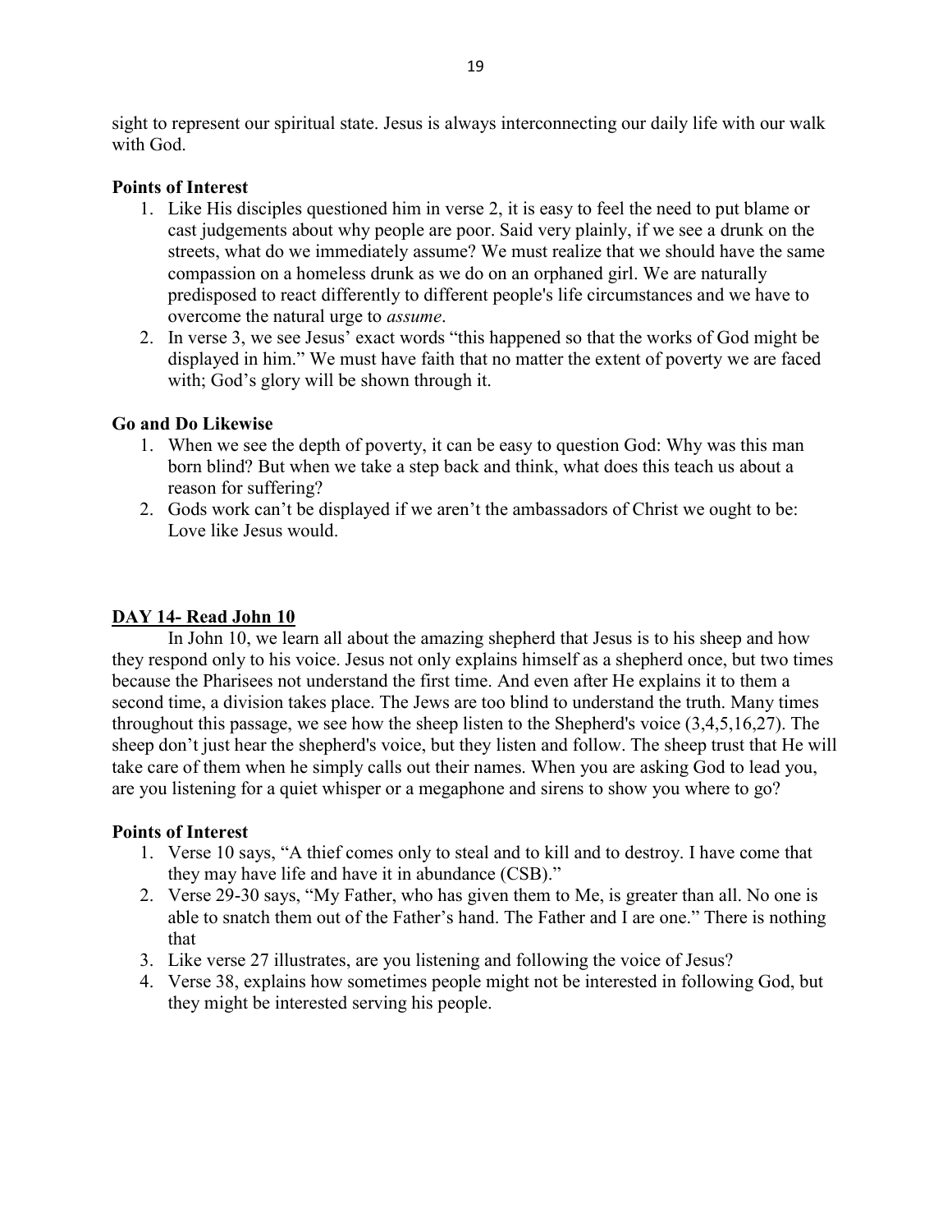sight to represent our spiritual state. Jesus is always interconnecting our daily life with our walk with God.

**Points of Interest**

1. Like His disciples questioned him in verse 2, it is easy to feel the need to put blame or cast judgements about why people are poor. Said very plainly, if we see a drunk on the streets, what do we immediately assume? We must realize that we should have the same compassion on a homeless drunk as we do on an orphaned girl. We are naturally predisposed to react differently to different people's life circumstances and we have to overcome the natural urge to *assume*.
2. In verse 3, we see Jesus' exact words "this happened so that the works of God might be displayed in him." We must have faith that no matter the extent of poverty we are faced with; God's glory will be shown through it.

**Go and Do Likewise**

1. When we see the depth of poverty, it can be easy to question God: Why was this man born blind? But when we take a step back and think, what does this teach us about a reason for suffering?
2. Gods work can't be displayed if we aren't the ambassadors of Christ we ought to be: Love like Jesus would.

**DAY 14- Read John 10**

In John 10, we learn all about the amazing shepherd that Jesus is to his sheep and how they respond only to his voice. Jesus not only explains himself as a shepherd once, but two times because the Pharisees not understand the first time. And even after He explains it to them a second time, a division takes place. The Jews are too blind to understand the truth. Many times throughout this passage, we see how the sheep listen to the Shepherd's voice (3,4,5,16,27). The sheep don't just hear the shepherd's voice, but they listen and follow. The sheep trust that He will take care of them when he simply calls out their names. When you are asking God to lead you, are you listening for a quiet whisper or a megaphone and sirens to show you where to go?

**Points of Interest**

1. Verse 10 says, "A thief comes only to steal and to kill and to destroy. I have come that they may have life and have it in abundance (CSB)."
2. Verse 29-30 says, "My Father, who has given them to Me, is greater than all. No one is able to snatch them out of the Father's hand. The Father and I are one." There is nothing that
3. Like verse 27 illustrates, are you listening and following the voice of Jesus?
4. Verse 38, explains how sometimes people might not be interested in following God, but they might be interested serving his people.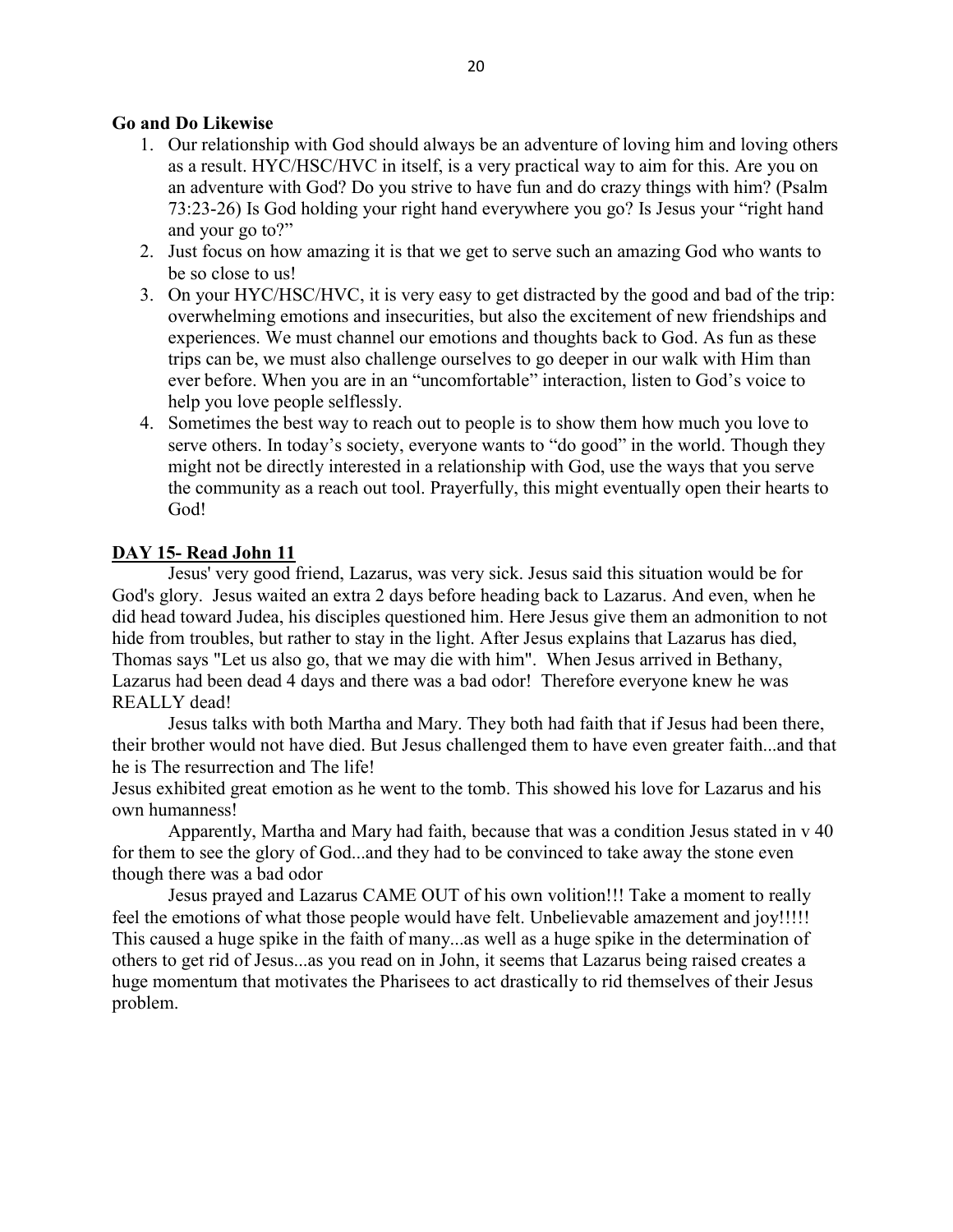**Go and Do Likewise**

1. Our relationship with God should always be an adventure of loving him and loving others as a result. HYC/HSC/HVC in itself, is a very practical way to aim for this. Are you on an adventure with God? Do you strive to have fun and do crazy things with him? (Psalm 73:23-26) Is God holding your right hand everywhere you go? Is Jesus your "right hand and your go to?"
2. Just focus on how amazing it is that we get to serve such an amazing God who wants to be so close to us!
3. On your HYC/HSC/HVC, it is very easy to get distracted by the good and bad of the trip: overwhelming emotions and insecurities, but also the excitement of new friendships and experiences. We must channel our emotions and thoughts back to God. As fun as these trips can be, we must also challenge ourselves to go deeper in our walk with Him than ever before. When you are in an "uncomfortable" interaction, listen to God's voice to help you love people selflessly.
4. Sometimes the best way to reach out to people is to show them how much you love to serve others. In today's society, everyone wants to "do good" in the world. Though they might not be directly interested in a relationship with God, use the ways that you serve the community as a reach out tool. Prayerfully, this might eventually open their hearts to God!

**DAY 15- Read John 11**

Jesus' very good friend, Lazarus, was very sick. Jesus said this situation would be for God's glory. Jesus waited an extra 2 days before heading back to Lazarus. And even, when he did head toward Judea, his disciples questioned him. Here Jesus give them an admonition to not hide from troubles, but rather to stay in the light. After Jesus explains that Lazarus has died, Thomas says "Let us also go, that we may die with him". When Jesus arrived in Bethany, Lazarus had been dead 4 days and there was a bad odor! Therefore everyone knew he was REALLY dead!

Jesus talks with both Martha and Mary. They both had faith that if Jesus had been there, their brother would not have died. But Jesus challenged them to have even greater faith...and that he is The resurrection and The life!

Jesus exhibited great emotion as he went to the tomb. This showed his love for Lazarus and his own humanness!

Apparently, Martha and Mary had faith, because that was a condition Jesus stated in v 40 for them to see the glory of God...and they had to be convinced to take away the stone even though there was a bad odor

Jesus prayed and Lazarus CAME OUT of his own volition!!! Take a moment to really feel the emotions of what those people would have felt. Unbelievable amazement and joy!!!!! This caused a huge spike in the faith of many...as well as a huge spike in the determination of others to get rid of Jesus...as you read on in John, it seems that Lazarus being raised creates a huge momentum that motivates the Pharisees to act drastically to rid themselves of their Jesus problem.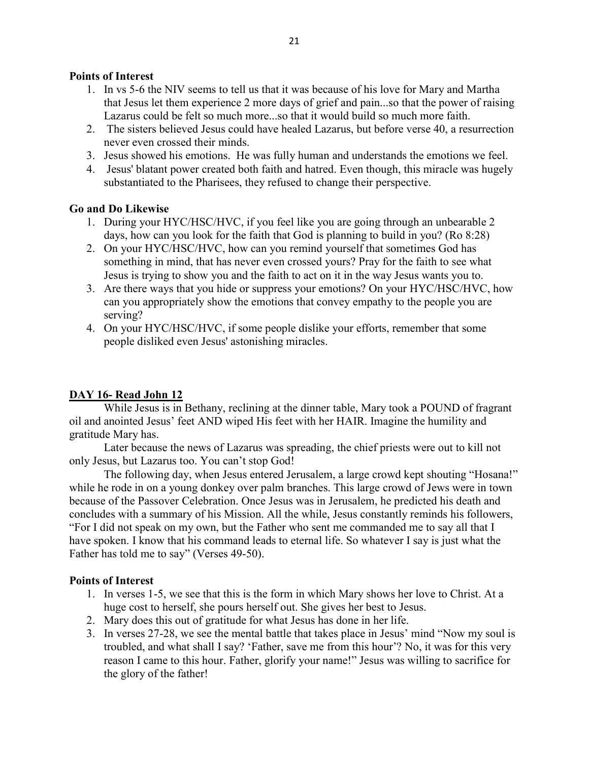**Points of Interest**

1. In vs 5-6 the NIV seems to tell us that it was because of his love for Mary and Martha that Jesus let them experience 2 more days of grief and pain...so that the power of raising Lazarus could be felt so much more...so that it would build so much more faith.
2. The sisters believed Jesus could have healed Lazarus, but before verse 40, a resurrection never even crossed their minds.
3. Jesus showed his emotions. He was fully human and understands the emotions we feel.
4. Jesus' blatant power created both faith and hatred. Even though, this miracle was hugely substantiated to the Pharisees, they refused to change their perspective.

**Go and Do Likewise**

1. During your HYC/HSC/HVC, if you feel like you are going through an unbearable 2 days, how can you look for the faith that God is planning to build in you? (Ro 8:28)
2. On your HYC/HSC/HVC, how can you remind yourself that sometimes God has something in mind, that has never even crossed yours? Pray for the faith to see what Jesus is trying to show you and the faith to act on it in the way Jesus wants you to.
3. Are there ways that you hide or suppress your emotions? On your HYC/HSC/HVC, how can you appropriately show the emotions that convey empathy to the people you are serving?
4. On your HYC/HSC/HVC, if some people dislike your efforts, remember that some people disliked even Jesus' astonishing miracles.

**DAY 16- Read John 12**

While Jesus is in Bethany, reclining at the dinner table, Mary took a POUND of fragrant oil and anointed Jesus' feet AND wiped His feet with her HAIR. Imagine the humility and gratitude Mary has.

Later because the news of Lazarus was spreading, the chief priests were out to kill not only Jesus, but Lazarus too. You can't stop God!

The following day, when Jesus entered Jerusalem, a large crowd kept shouting "Hosana!" while he rode in on a young donkey over palm branches. This large crowd of Jews were in town because of the Passover Celebration. Once Jesus was in Jerusalem, he predicted his death and concludes with a summary of his Mission. All the while, Jesus constantly reminds his followers, "For I did not speak on my own, but the Father who sent me commanded me to say all that I have spoken. I know that his command leads to eternal life. So whatever I say is just what the Father has told me to say" (Verses 49-50).

**Points of Interest**

1. In verses 1-5, we see that this is the form in which Mary shows her love to Christ. At a huge cost to herself, she pours herself out. She gives her best to Jesus.
2. Mary does this out of gratitude for what Jesus has done in her life.
3. In verses 27-28, we see the mental battle that takes place in Jesus' mind "Now my soul is troubled, and what shall I say? 'Father, save me from this hour'? No, it was for this very reason I came to this hour. Father, glorify your name!" Jesus was willing to sacrifice for the glory of the father!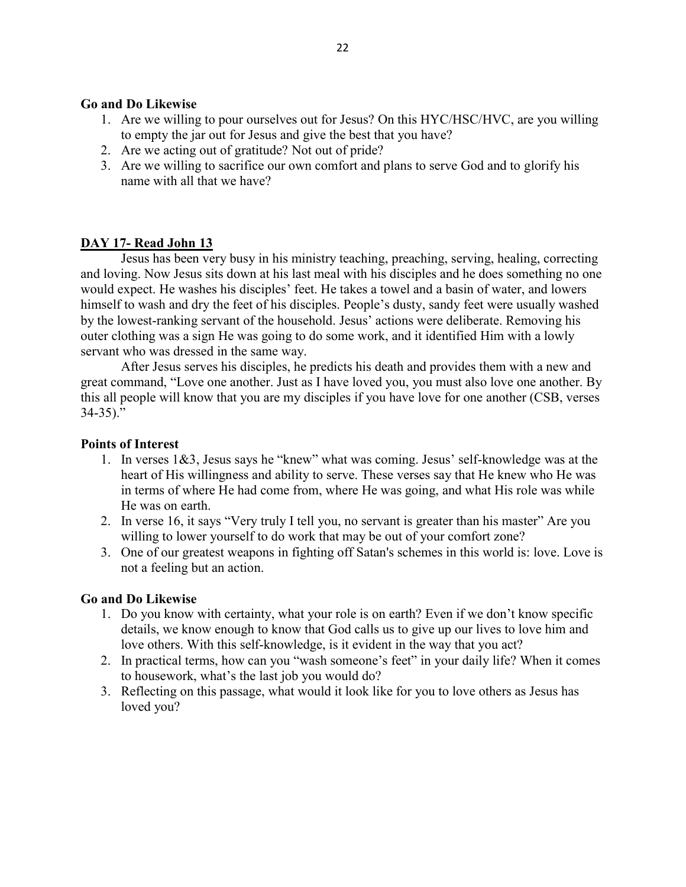### Go and Do Likewise

1. Are we willing to pour ourselves out for Jesus? On this HYC/HSC/HVC, are you willing to empty the jar out for Jesus and give the best that you have?
2. Are we acting out of gratitude? Not out of pride?
3. Are we willing to sacrifice our own comfort and plans to serve God and to glorify his name with all that we have?

## DAY 17- Read John 13

Jesus has been very busy in his ministry teaching, preaching, serving, healing, correcting and loving. Now Jesus sits down at his last meal with his disciples and he does something no one would expect. He washes his disciples' feet. He takes a towel and a basin of water, and lowers himself to wash and dry the feet of his disciples. People's dusty, sandy feet were usually washed by the lowest-ranking servant of the household. Jesus' actions were deliberate. Removing his outer clothing was a sign He was going to do some work, and it identified Him with a lowly servant who was dressed in the same way.

After Jesus serves his disciples, he predicts his death and provides them with a new and great command, "Love one another. Just as I have loved you, you must also love one another. By this all people will know that you are my disciples if you have love for one another (CSB, verses 34-35)."

### Points of Interest

1. In verses 1&3, Jesus says he "knew" what was coming. Jesus' self-knowledge was at the heart of His willingness and ability to serve. These verses say that He knew who He was in terms of where He had come from, where He was going, and what His role was while He was on earth.
2. In verse 16, it says "Very truly I tell you, no servant is greater than his master" Are you willing to lower yourself to do work that may be out of your comfort zone?
3. One of our greatest weapons in fighting off Satan's schemes in this world is: love. Love is not a feeling but an action.

### Go and Do Likewise

1. Do you know with certainty, what your role is on earth? Even if we don't know specific details, we know enough to know that God calls us to give up our lives to love him and love others. With this self-knowledge, is it evident in the way that you act?
2. In practical terms, how can you "wash someone's feet" in your daily life? When it comes to housework, what's the last job you would do?
3. Reflecting on this passage, what would it look like for you to love others as Jesus has loved you?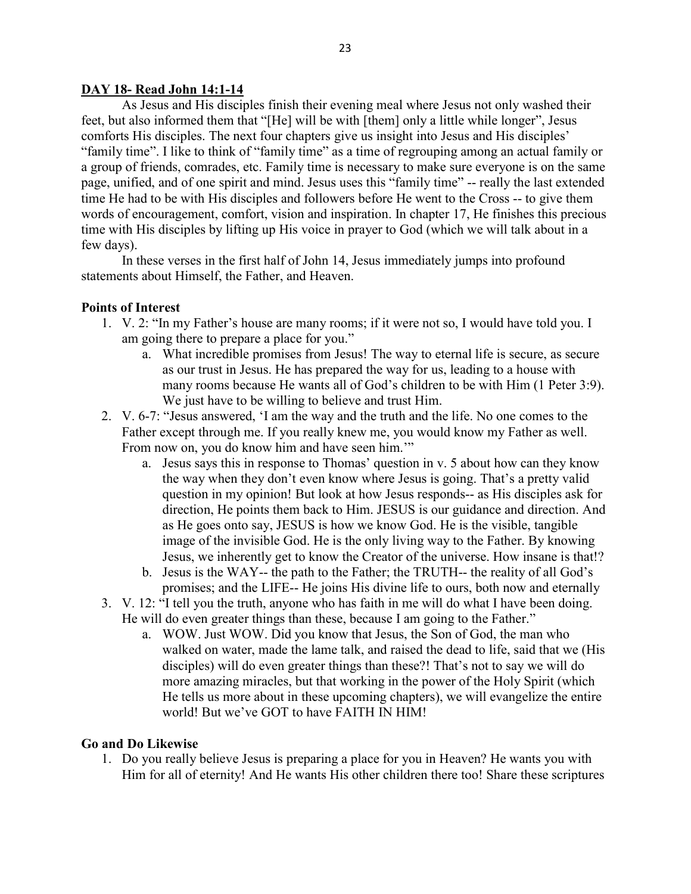## DAY 18- Read John 14:1-14

As Jesus and His disciples finish their evening meal where Jesus not only washed their feet, but also informed them that "[He] will be with [them] only a little while longer", Jesus comforts His disciples. The next four chapters give us insight into Jesus and His disciples' "family time". I like to think of "family time" as a time of regrouping among an actual family or a group of friends, comrades, etc. Family time is necessary to make sure everyone is on the same page, unified, and of one spirit and mind. Jesus uses this "family time" -- really the last extended time He had to be with His disciples and followers before He went to the Cross -- to give them words of encouragement, comfort, vision and inspiration. In chapter 17, He finishes this precious time with His disciples by lifting up His voice in prayer to God (which we will talk about in a few days).

In these verses in the first half of John 14, Jesus immediately jumps into profound statements about Himself, the Father, and Heaven.

**Points of Interest**

1. V. 2: "In my Father's house are many rooms; if it were not so, I would have told you. I am going there to prepare a place for you."
    a. What incredible promises from Jesus! The way to eternal life is secure, as secure as our trust in Jesus. He has prepared the way for us, leading to a house with many rooms because He wants all of God's children to be with Him (1 Peter 3:9). We just have to be willing to believe and trust Him.
2. V. 6-7: "Jesus answered, 'I am the way and the truth and the life. No one comes to the Father except through me. If you really knew me, you would know my Father as well. From now on, you do know him and have seen him.'"
    a. Jesus says this in response to Thomas' question in v. 5 about how can they know the way when they don't even know where Jesus is going. That's a pretty valid question in my opinion! But look at how Jesus responds-- as His disciples ask for direction, He points them back to Him. JESUS is our guidance and direction. And as He goes onto say, JESUS is how we know God. He is the visible, tangible image of the invisible God. He is the only living way to the Father. By knowing Jesus, we inherently get to know the Creator of the universe. How insane is that!?
    b. Jesus is the WAY-- the path to the Father; the TRUTH-- the reality of all God's promises; and the LIFE-- He joins His divine life to ours, both now and eternally
3. V. 12: "I tell you the truth, anyone who has faith in me will do what I have been doing. He will do even greater things than these, because I am going to the Father."
    a. WOW. Just WOW. Did you know that Jesus, the Son of God, the man who walked on water, made the lame talk, and raised the dead to life, said that we (His disciples) will do even greater things than these?! That's not to say we will do more amazing miracles, but that working in the power of the Holy Spirit (which He tells us more about in these upcoming chapters), we will evangelize the entire world! But we've GOT to have FAITH IN HIM!

**Go and Do Likewise**

1. Do you really believe Jesus is preparing a place for you in Heaven? He wants you with Him for all of eternity! And He wants His other children there too! Share these scriptures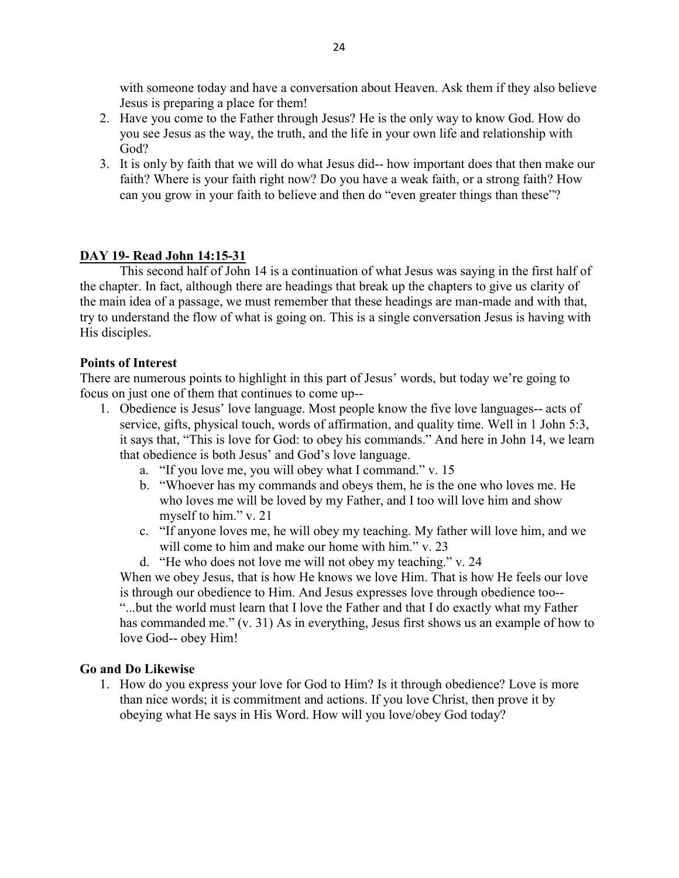with someone today and have a conversation about Heaven. Ask them if they also believe Jesus is preparing a place for them!

2. Have you come to the Father through Jesus? He is the only way to know God. How do you see Jesus as the way, the truth, and the life in your own life and relationship with God?
3. It is only by faith that we will do what Jesus did-- how important does that then make our faith? Where is your faith right now? Do you have a weak faith, or a strong faith? How can you grow in your faith to believe and then do "even greater things than these"?

## DAY 19- Read John 14:15-31

This second half of John 14 is a continuation of what Jesus was saying in the first half of the chapter. In fact, although there are headings that break up the chapters to give us clarity of the main idea of a passage, we must remember that these headings are man-made and with that, try to understand the flow of what is going on. This is a single conversation Jesus is having with His disciples.

### Points of Interest

There are numerous points to highlight in this part of Jesus' words, but today we're going to focus on just one of them that continues to come up--

1. Obedience is Jesus' love language. Most people know the five love languages-- acts of service, gifts, physical touch, words of affirmation, and quality time. Well in 1 John 5:3, it says that, "This is love for God: to obey his commands." And here in John 14, we learn that obedience is both Jesus' and God's love language.
   a. "If you love me, you will obey what I command." v. 15
   b. "Whoever has my commands and obeys them, he is the one who loves me. He who loves me will be loved by my Father, and I too will love him and show myself to him." v. 21
   c. "If anyone loves me, he will obey my teaching. My father will love him, and we will come to him and make our home with him." v. 23
   d. "He who does not love me will not obey my teaching." v. 24

   When we obey Jesus, that is how He knows we love Him. That is how He feels our love is through our obedience to Him. And Jesus expresses love through obedience too-- "...but the world must learn that I love the Father and that I do exactly what my Father has commanded me." (v. 31) As in everything, Jesus first shows us an example of how to love God-- obey Him!

### Go and Do Likewise

1. How do you express your love for God to Him? Is it through obedience? Love is more than nice words; it is commitment and actions. If you love Christ, then prove it by obeying what He says in His Word. How will you love/obey God today?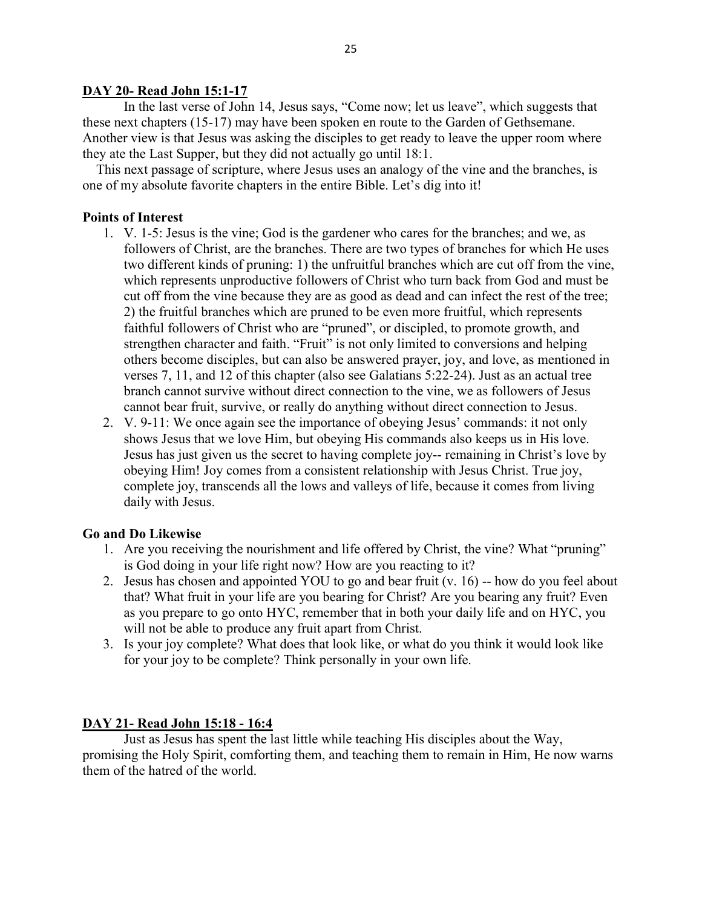## DAY 20- Read John 15:1-17

In the last verse of John 14, Jesus says, "Come now; let us leave", which suggests that these next chapters (15-17) may have been spoken en route to the Garden of Gethsemane. Another view is that Jesus was asking the disciples to get ready to leave the upper room where they ate the Last Supper, but they did not actually go until 18:1.

This next passage of scripture, where Jesus uses an analogy of the vine and the branches, is one of my absolute favorite chapters in the entire Bible. Let's dig into it!

### Points of Interest

1. V. 1-5: Jesus is the vine; God is the gardener who cares for the branches; and we, as followers of Christ, are the branches. There are two types of branches for which He uses two different kinds of pruning: 1) the unfruitful branches which are cut off from the vine, which represents unproductive followers of Christ who turn back from God and must be cut off from the vine because they are as good as dead and can infect the rest of the tree; 2) the fruitful branches which are pruned to be even more fruitful, which represents faithful followers of Christ who are "pruned", or discipled, to promote growth, and strengthen character and faith. "Fruit" is not only limited to conversions and helping others become disciples, but can also be answered prayer, joy, and love, as mentioned in verses 7, 11, and 12 of this chapter (also see Galatians 5:22-24). Just as an actual tree branch cannot survive without direct connection to the vine, we as followers of Jesus cannot bear fruit, survive, or really do anything without direct connection to Jesus.
2. V. 9-11: We once again see the importance of obeying Jesus' commands: it not only shows Jesus that we love Him, but obeying His commands also keeps us in His love. Jesus has just given us the secret to having complete joy-- remaining in Christ's love by obeying Him! Joy comes from a consistent relationship with Jesus Christ. True joy, complete joy, transcends all the lows and valleys of life, because it comes from living daily with Jesus.

### Go and Do Likewise

1. Are you receiving the nourishment and life offered by Christ, the vine? What "pruning" is God doing in your life right now? How are you reacting to it?
2. Jesus has chosen and appointed YOU to go and bear fruit (v. 16) -- how do you feel about that? What fruit in your life are you bearing for Christ? Are you bearing any fruit? Even as you prepare to go onto HYC, remember that in both your daily life and on HYC, you will not be able to produce any fruit apart from Christ.
3. Is your joy complete? What does that look like, or what do you think it would look like for your joy to be complete? Think personally in your own life.

## DAY 21- Read John 15:18 - 16:4

Just as Jesus has spent the last little while teaching His disciples about the Way, promising the Holy Spirit, comforting them, and teaching them to remain in Him, He now warns them of the hatred of the world.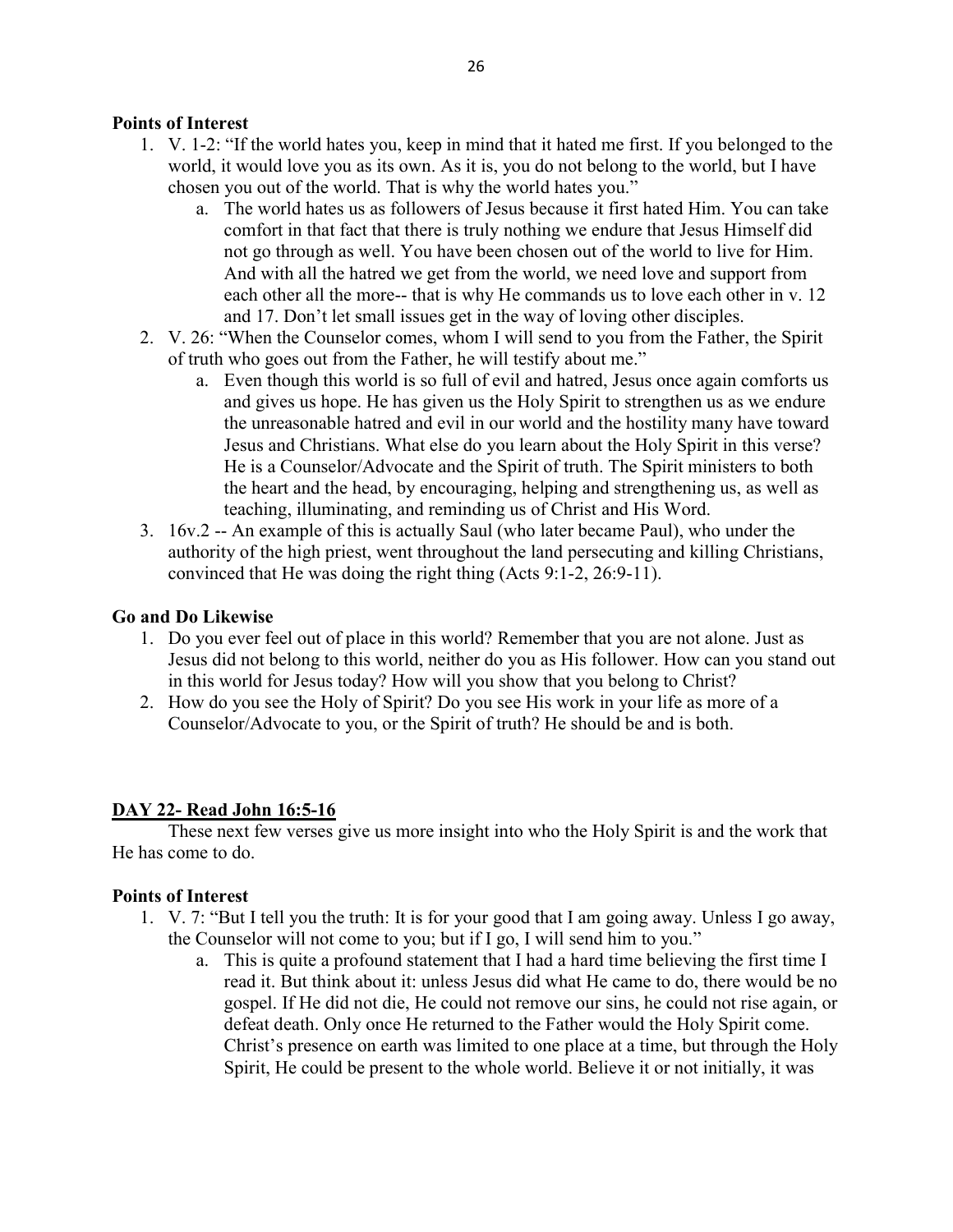**Points of Interest**

1. V. 1-2: "If the world hates you, keep in mind that it hated me first. If you belonged to the world, it would love you as its own. As it is, you do not belong to the world, but I have chosen you out of the world. That is why the world hates you."
    a. The world hates us as followers of Jesus because it first hated Him. You can take comfort in that fact that there is truly nothing we endure that Jesus Himself did not go through as well. You have been chosen out of the world to live for Him. And with all the hatred we get from the world, we need love and support from each other all the more-- that is why He commands us to love each other in v. 12 and 17. Don't let small issues get in the way of loving other disciples.
2. V. 26: "When the Counselor comes, whom I will send to you from the Father, the Spirit of truth who goes out from the Father, he will testify about me."
    a. Even though this world is so full of evil and hatred, Jesus once again comforts us and gives us hope. He has given us the Holy Spirit to strengthen us as we endure the unreasonable hatred and evil in our world and the hostility many have toward Jesus and Christians. What else do you learn about the Holy Spirit in this verse? He is a Counselor/Advocate and the Spirit of truth. The Spirit ministers to both the heart and the head, by encouraging, helping and strengthening us, as well as teaching, illuminating, and reminding us of Christ and His Word.
3. 16v.2 -- An example of this is actually Saul (who later became Paul), who under the authority of the high priest, went throughout the land persecuting and killing Christians, convinced that He was doing the right thing (Acts 9:1-2, 26:9-11).

**Go and Do Likewise**

1. Do you ever feel out of place in this world? Remember that you are not alone. Just as Jesus did not belong to this world, neither do you as His follower. How can you stand out in this world for Jesus today? How will you show that you belong to Christ?
2. How do you see the Holy of Spirit? Do you see His work in your life as more of a Counselor/Advocate to you, or the Spirit of truth? He should be and is both.

**DAY 22- Read John 16:5-16**

These next few verses give us more insight into who the Holy Spirit is and the work that He has come to do.

**Points of Interest**

1. V. 7: "But I tell you the truth: It is for your good that I am going away. Unless I go away, the Counselor will not come to you; but if I go, I will send him to you."
    a. This is quite a profound statement that I had a hard time believing the first time I read it. But think about it: unless Jesus did what He came to do, there would be no gospel. If He did not die, He could not remove our sins, he could not rise again, or defeat death. Only once He returned to the Father would the Holy Spirit come. Christ's presence on earth was limited to one place at a time, but through the Holy Spirit, He could be present to the whole world. Believe it or not initially, it was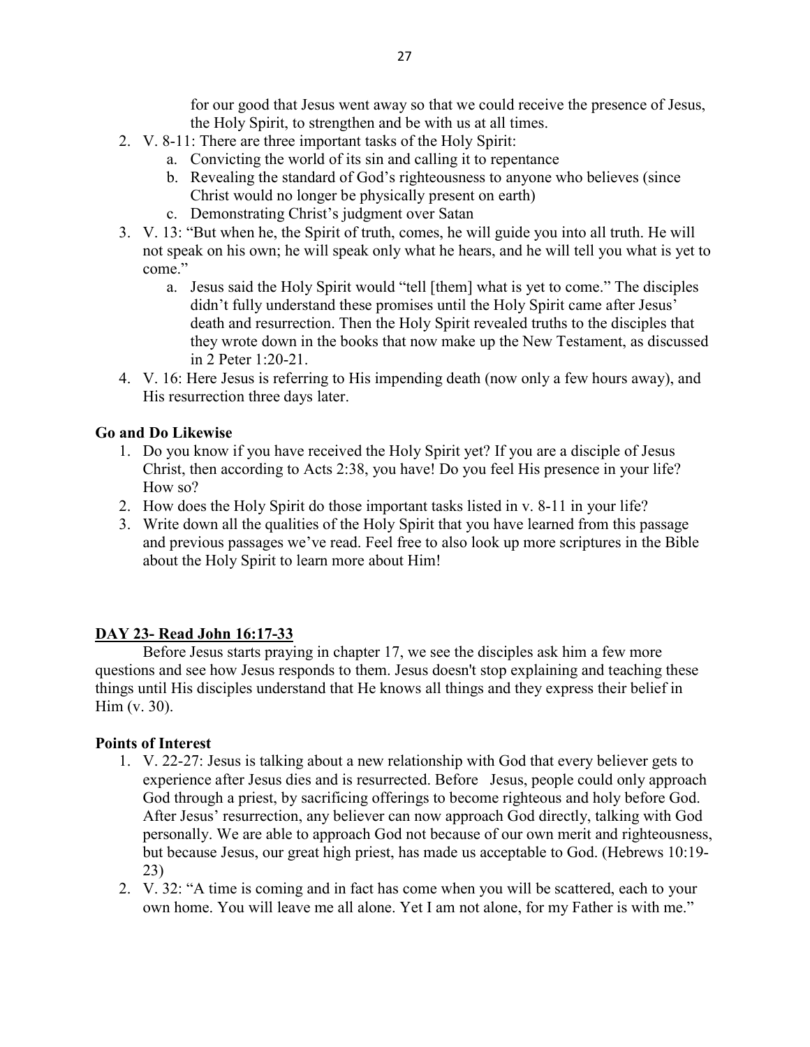for our good that Jesus went away so that we could receive the presence of Jesus, the Holy Spirit, to strengthen and be with us at all times.

2. V. 8-11: There are three important tasks of the Holy Spirit:
    a. Convicting the world of its sin and calling it to repentance
    b. Revealing the standard of God's righteousness to anyone who believes (since Christ would no longer be physically present on earth)
    c. Demonstrating Christ's judgment over Satan
3. V. 13: "But when he, the Spirit of truth, comes, he will guide you into all truth. He will not speak on his own; he will speak only what he hears, and he will tell you what is yet to come."
    a. Jesus said the Holy Spirit would "tell [them] what is yet to come." The disciples didn't fully understand these promises until the Holy Spirit came after Jesus' death and resurrection. Then the Holy Spirit revealed truths to the disciples that they wrote down in the books that now make up the New Testament, as discussed in 2 Peter 1:20-21.
4. V. 16: Here Jesus is referring to His impending death (now only a few hours away), and His resurrection three days later.

**Go and Do Likewise**

1. Do you know if you have received the Holy Spirit yet? If you are a disciple of Jesus Christ, then according to Acts 2:38, you have! Do you feel His presence in your life? How so?
2. How does the Holy Spirit do those important tasks listed in v. 8-11 in your life?
3. Write down all the qualities of the Holy Spirit that you have learned from this passage and previous passages we've read. Feel free to also look up more scriptures in the Bible about the Holy Spirit to learn more about Him!

**DAY 23- Read John 16:17-33**

Before Jesus starts praying in chapter 17, we see the disciples ask him a few more questions and see how Jesus responds to them. Jesus doesn't stop explaining and teaching these things until His disciples understand that He knows all things and they express their belief in Him (v. 30).

**Points of Interest**

1. V. 22-27: Jesus is talking about a new relationship with God that every believer gets to experience after Jesus dies and is resurrected. Before Jesus, people could only approach God through a priest, by sacrificing offerings to become righteous and holy before God. After Jesus' resurrection, any believer can now approach God directly, talking with God personally. We are able to approach God not because of our own merit and righteousness, but because Jesus, our great high priest, has made us acceptable to God. (Hebrews 10:19-23)
2. V. 32: "A time is coming and in fact has come when you will be scattered, each to your own home. You will leave me all alone. Yet I am not alone, for my Father is with me."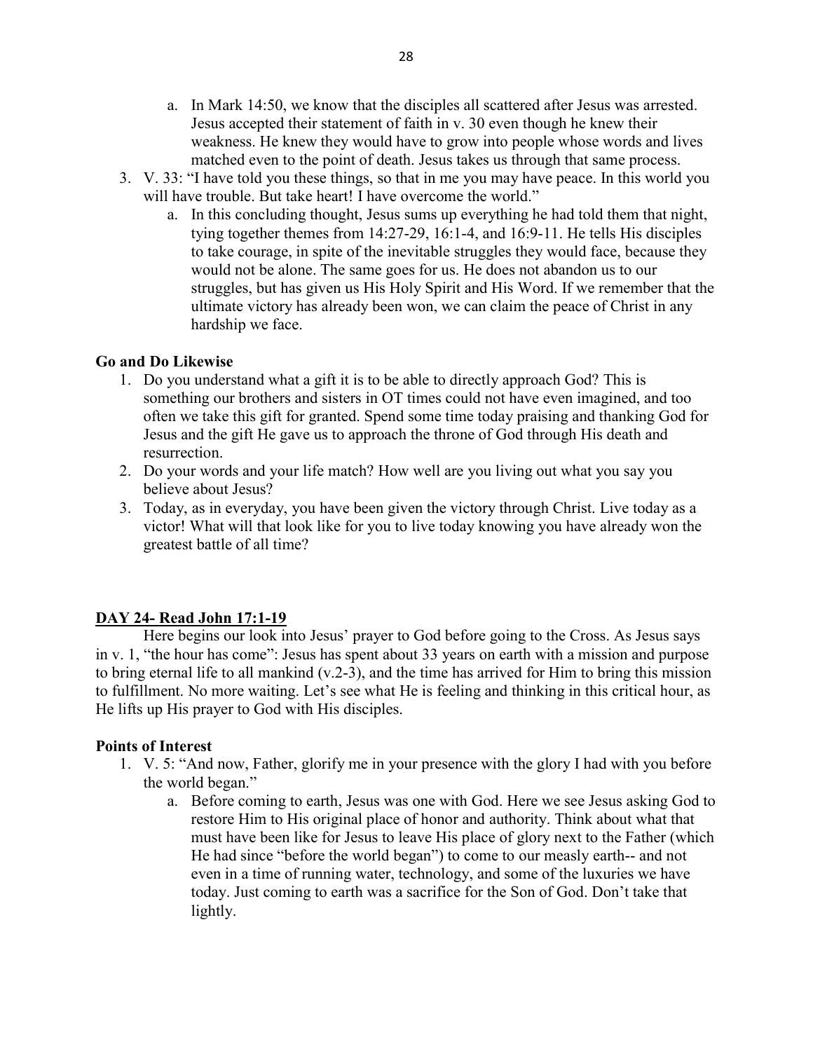a. In Mark 14:50, we know that the disciples all scattered after Jesus was arrested. Jesus accepted their statement of faith in v. 30 even though he knew their weakness. He knew they would have to grow into people whose words and lives matched even to the point of death. Jesus takes us through that same process.

3. V. 33: "I have told you these things, so that in me you may have peace. In this world you will have trouble. But take heart! I have overcome the world."
   a. In this concluding thought, Jesus sums up everything he had told them that night, tying together themes from 14:27-29, 16:1-4, and 16:9-11. He tells His disciples to take courage, in spite of the inevitable struggles they would face, because they would not be alone. The same goes for us. He does not abandon us to our struggles, but has given us His Holy Spirit and His Word. If we remember that the ultimate victory has already been won, we can claim the peace of Christ in any hardship we face.

**Go and Do Likewise**

1. Do you understand what a gift it is to be able to directly approach God? This is something our brothers and sisters in OT times could not have even imagined, and too often we take this gift for granted. Spend some time today praising and thanking God for Jesus and the gift He gave us to approach the throne of God through His death and resurrection.
2. Do your words and your life match? How well are you living out what you say you believe about Jesus?
3. Today, as in everyday, you have been given the victory through Christ. Live today as a victor! What will that look like for you to live today knowing you have already won the greatest battle of all time?

**DAY 24- Read John 17:1-19**

Here begins our look into Jesus' prayer to God before going to the Cross. As Jesus says in v. 1, "the hour has come": Jesus has spent about 33 years on earth with a mission and purpose to bring eternal life to all mankind (v.2-3), and the time has arrived for Him to bring this mission to fulfillment. No more waiting. Let's see what He is feeling and thinking in this critical hour, as He lifts up His prayer to God with His disciples.

**Points of Interest**

1. V. 5: "And now, Father, glorify me in your presence with the glory I had with you before the world began."
   a. Before coming to earth, Jesus was one with God. Here we see Jesus asking God to restore Him to His original place of honor and authority. Think about what that must have been like for Jesus to leave His place of glory next to the Father (which He had since "before the world began") to come to our measly earth-- and not even in a time of running water, technology, and some of the luxuries we have today. Just coming to earth was a sacrifice for the Son of God. Don't take that lightly.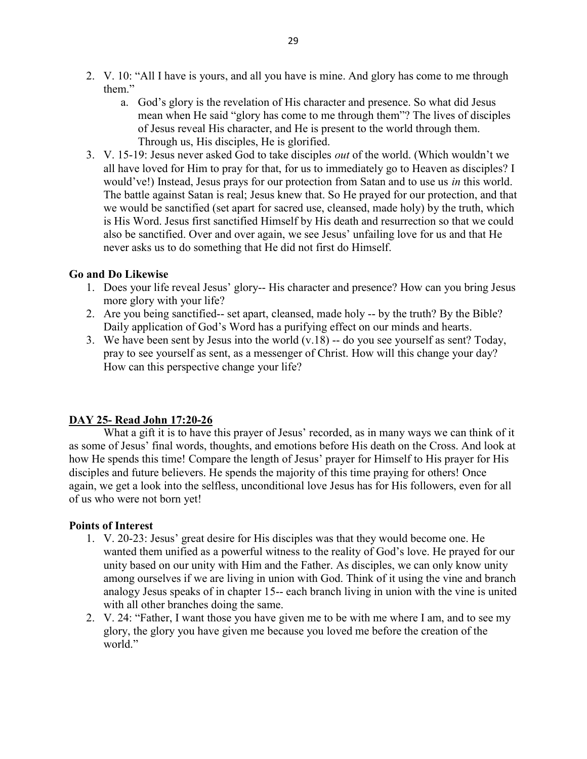2. V. 10: "All I have is yours, and all you have is mine. And glory has come to me through them."
   a. God's glory is the revelation of His character and presence. So what did Jesus mean when He said "glory has come to me through them"? The lives of disciples of Jesus reveal His character, and He is present to the world through them. Through us, His disciples, He is glorified.
3. V. 15-19: Jesus never asked God to take disciples *out* of the world. (Which wouldn't we all have loved for Him to pray for that, for us to immediately go to Heaven as disciples? I would've!) Instead, Jesus prays for our protection from Satan and to use us *in* this world. The battle against Satan is real; Jesus knew that. So He prayed for our protection, and that we would be sanctified (set apart for sacred use, cleansed, made holy) by the truth, which is His Word. Jesus first sanctified Himself by His death and resurrection so that we could also be sanctified. Over and over again, we see Jesus' unfailing love for us and that He never asks us to do something that He did not first do Himself.

**Go and Do Likewise**

1. Does your life reveal Jesus' glory-- His character and presence? How can you bring Jesus more glory with your life?
2. Are you being sanctified-- set apart, cleansed, made holy -- by the truth? By the Bible? Daily application of God's Word has a purifying effect on our minds and hearts.
3. We have been sent by Jesus into the world (v.18) -- do you see yourself as sent? Today, pray to see yourself as sent, as a messenger of Christ. How will this change your day? How can this perspective change your life?

**<u>DAY 25- Read John 17:20-26</u>**

What a gift it is to have this prayer of Jesus' recorded, as in many ways we can think of it as some of Jesus' final words, thoughts, and emotions before His death on the Cross. And look at how He spends this time! Compare the length of Jesus' prayer for Himself to His prayer for His disciples and future believers. He spends the majority of this time praying for others! Once again, we get a look into the selfless, unconditional love Jesus has for His followers, even for all of us who were not born yet!

**Points of Interest**

1. V. 20-23: Jesus' great desire for His disciples was that they would become one. He wanted them unified as a powerful witness to the reality of God's love. He prayed for our unity based on our unity with Him and the Father. As disciples, we can only know unity among ourselves if we are living in union with God. Think of it using the vine and branch analogy Jesus speaks of in chapter 15-- each branch living in union with the vine is united with all other branches doing the same.
2. V. 24: "Father, I want those you have given me to be with me where I am, and to see my glory, the glory you have given me because you loved me before the creation of the world."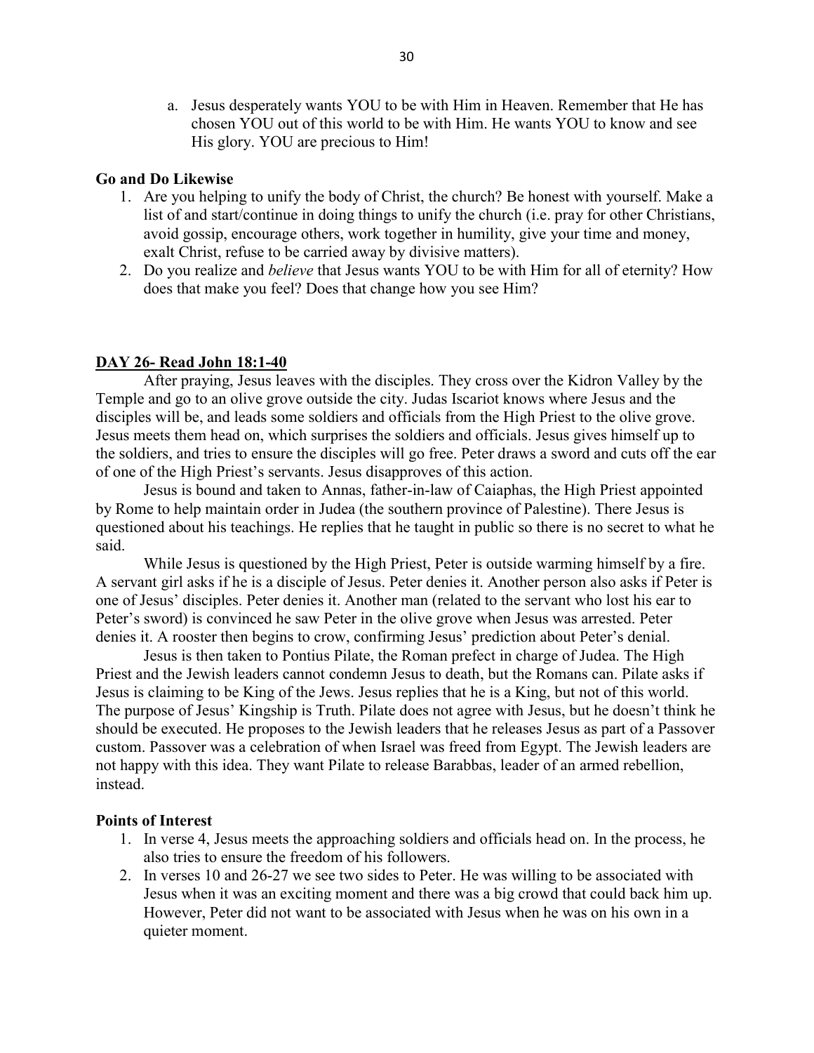a. Jesus desperately wants YOU to be with Him in Heaven. Remember that He has chosen YOU out of this world to be with Him. He wants YOU to know and see His glory. YOU are precious to Him!

**Go and Do Likewise**

1. Are you helping to unify the body of Christ, the church? Be honest with yourself. Make a list of and start/continue in doing things to unify the church (i.e. pray for other Christians, avoid gossip, encourage others, work together in humility, give your time and money, exalt Christ, refuse to be carried away by divisive matters).
2. Do you realize and *believe* that Jesus wants YOU to be with Him for all of eternity? How does that make you feel? Does that change how you see Him?

**DAY 26- Read John 18:1-40**

After praying, Jesus leaves with the disciples. They cross over the Kidron Valley by the Temple and go to an olive grove outside the city. Judas Iscariot knows where Jesus and the disciples will be, and leads some soldiers and officials from the High Priest to the olive grove. Jesus meets them head on, which surprises the soldiers and officials. Jesus gives himself up to the soldiers, and tries to ensure the disciples will go free. Peter draws a sword and cuts off the ear of one of the High Priest's servants. Jesus disapproves of this action.

Jesus is bound and taken to Annas, father-in-law of Caiaphas, the High Priest appointed by Rome to help maintain order in Judea (the southern province of Palestine). There Jesus is questioned about his teachings. He replies that he taught in public so there is no secret to what he said.

While Jesus is questioned by the High Priest, Peter is outside warming himself by a fire. A servant girl asks if he is a disciple of Jesus. Peter denies it. Another person also asks if Peter is one of Jesus' disciples. Peter denies it. Another man (related to the servant who lost his ear to Peter's sword) is convinced he saw Peter in the olive grove when Jesus was arrested. Peter denies it. A rooster then begins to crow, confirming Jesus' prediction about Peter's denial.

Jesus is then taken to Pontius Pilate, the Roman prefect in charge of Judea. The High Priest and the Jewish leaders cannot condemn Jesus to death, but the Romans can. Pilate asks if Jesus is claiming to be King of the Jews. Jesus replies that he is a King, but not of this world. The purpose of Jesus' Kingship is Truth. Pilate does not agree with Jesus, but he doesn't think he should be executed. He proposes to the Jewish leaders that he releases Jesus as part of a Passover custom. Passover was a celebration of when Israel was freed from Egypt. The Jewish leaders are not happy with this idea. They want Pilate to release Barabbas, leader of an armed rebellion, instead.

**Points of Interest**

1. In verse 4, Jesus meets the approaching soldiers and officials head on. In the process, he also tries to ensure the freedom of his followers.
2. In verses 10 and 26-27 we see two sides to Peter. He was willing to be associated with Jesus when it was an exciting moment and there was a big crowd that could back him up. However, Peter did not want to be associated with Jesus when he was on his own in a quieter moment.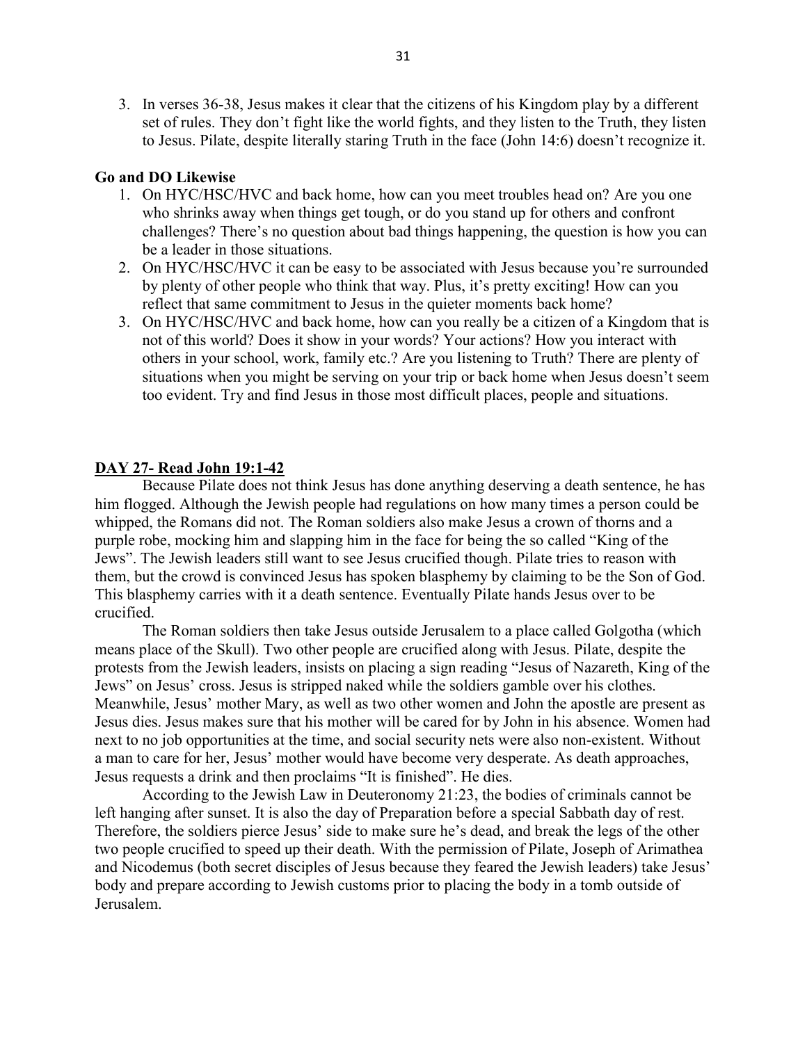3. In verses 36-38, Jesus makes it clear that the citizens of his Kingdom play by a different set of rules. They don't fight like the world fights, and they listen to the Truth, they listen to Jesus. Pilate, despite literally staring Truth in the face (John 14:6) doesn't recognize it.

**Go and DO Likewise**

1. On HYC/HSC/HVC and back home, how can you meet troubles head on? Are you one who shrinks away when things get tough, or do you stand up for others and confront challenges? There's no question about bad things happening, the question is how you can be a leader in those situations.
2. On HYC/HSC/HVC it can be easy to be associated with Jesus because you're surrounded by plenty of other people who think that way. Plus, it's pretty exciting! How can you reflect that same commitment to Jesus in the quieter moments back home?
3. On HYC/HSC/HVC and back home, how can you really be a citizen of a Kingdom that is not of this world? Does it show in your words? Your actions? How you interact with others in your school, work, family etc.? Are you listening to Truth? There are plenty of situations when you might be serving on your trip or back home when Jesus doesn't seem too evident. Try and find Jesus in those most difficult places, people and situations.

**DAY 27- Read John 19:1-42**

Because Pilate does not think Jesus has done anything deserving a death sentence, he has him flogged. Although the Jewish people had regulations on how many times a person could be whipped, the Romans did not. The Roman soldiers also make Jesus a crown of thorns and a purple robe, mocking him and slapping him in the face for being the so called "King of the Jews". The Jewish leaders still want to see Jesus crucified though. Pilate tries to reason with them, but the crowd is convinced Jesus has spoken blasphemy by claiming to be the Son of God. This blasphemy carries with it a death sentence. Eventually Pilate hands Jesus over to be crucified.

The Roman soldiers then take Jesus outside Jerusalem to a place called Golgotha (which means place of the Skull). Two other people are crucified along with Jesus. Pilate, despite the protests from the Jewish leaders, insists on placing a sign reading "Jesus of Nazareth, King of the Jews" on Jesus' cross. Jesus is stripped naked while the soldiers gamble over his clothes. Meanwhile, Jesus' mother Mary, as well as two other women and John the apostle are present as Jesus dies. Jesus makes sure that his mother will be cared for by John in his absence. Women had next to no job opportunities at the time, and social security nets were also non-existent. Without a man to care for her, Jesus' mother would have become very desperate. As death approaches, Jesus requests a drink and then proclaims "It is finished". He dies.

According to the Jewish Law in Deuteronomy 21:23, the bodies of criminals cannot be left hanging after sunset. It is also the day of Preparation before a special Sabbath day of rest. Therefore, the soldiers pierce Jesus' side to make sure he's dead, and break the legs of the other two people crucified to speed up their death. With the permission of Pilate, Joseph of Arimathea and Nicodemus (both secret disciples of Jesus because they feared the Jewish leaders) take Jesus' body and prepare according to Jewish customs prior to placing the body in a tomb outside of Jerusalem.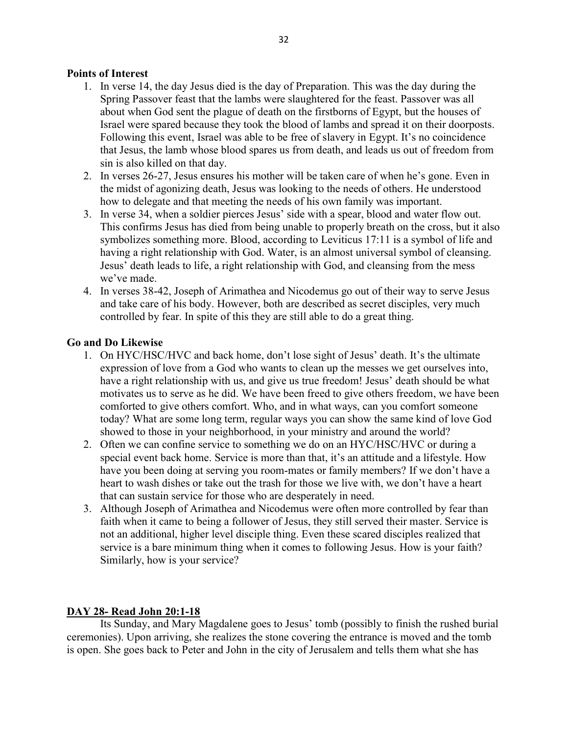**Points of Interest**

1. In verse 14, the day Jesus died is the day of Preparation. This was the day during the Spring Passover feast that the lambs were slaughtered for the feast. Passover was all about when God sent the plague of death on the firstborns of Egypt, but the houses of Israel were spared because they took the blood of lambs and spread it on their doorposts. Following this event, Israel was able to be free of slavery in Egypt. It's no coincidence that Jesus, the lamb whose blood spares us from death, and leads us out of freedom from sin is also killed on that day.
2. In verses 26-27, Jesus ensures his mother will be taken care of when he's gone. Even in the midst of agonizing death, Jesus was looking to the needs of others. He understood how to delegate and that meeting the needs of his own family was important.
3. In verse 34, when a soldier pierces Jesus' side with a spear, blood and water flow out. This confirms Jesus has died from being unable to properly breath on the cross, but it also symbolizes something more. Blood, according to Leviticus 17:11 is a symbol of life and having a right relationship with God. Water, is an almost universal symbol of cleansing. Jesus' death leads to life, a right relationship with God, and cleansing from the mess we've made.
4. In verses 38-42, Joseph of Arimathea and Nicodemus go out of their way to serve Jesus and take care of his body. However, both are described as secret disciples, very much controlled by fear. In spite of this they are still able to do a great thing.

**Go and Do Likewise**

1. On HYC/HSC/HVC and back home, don't lose sight of Jesus' death. It's the ultimate expression of love from a God who wants to clean up the messes we get ourselves into, have a right relationship with us, and give us true freedom! Jesus' death should be what motivates us to serve as he did. We have been freed to give others freedom, we have been comforted to give others comfort. Who, and in what ways, can you comfort someone today? What are some long term, regular ways you can show the same kind of love God showed to those in your neighborhood, in your ministry and around the world?
2. Often we can confine service to something we do on an HYC/HSC/HVC or during a special event back home. Service is more than that, it's an attitude and a lifestyle. How have you been doing at serving you room-mates or family members? If we don't have a heart to wash dishes or take out the trash for those we live with, we don't have a heart that can sustain service for those who are desperately in need.
3. Although Joseph of Arimathea and Nicodemus were often more controlled by fear than faith when it came to being a follower of Jesus, they still served their master. Service is not an additional, higher level disciple thing. Even these scared disciples realized that service is a bare minimum thing when it comes to following Jesus. How is your faith? Similarly, how is your service?

**DAY 28- Read John 20:1-18**

Its Sunday, and Mary Magdalene goes to Jesus' tomb (possibly to finish the rushed burial ceremonies). Upon arriving, she realizes the stone covering the entrance is moved and the tomb is open. She goes back to Peter and John in the city of Jerusalem and tells them what she has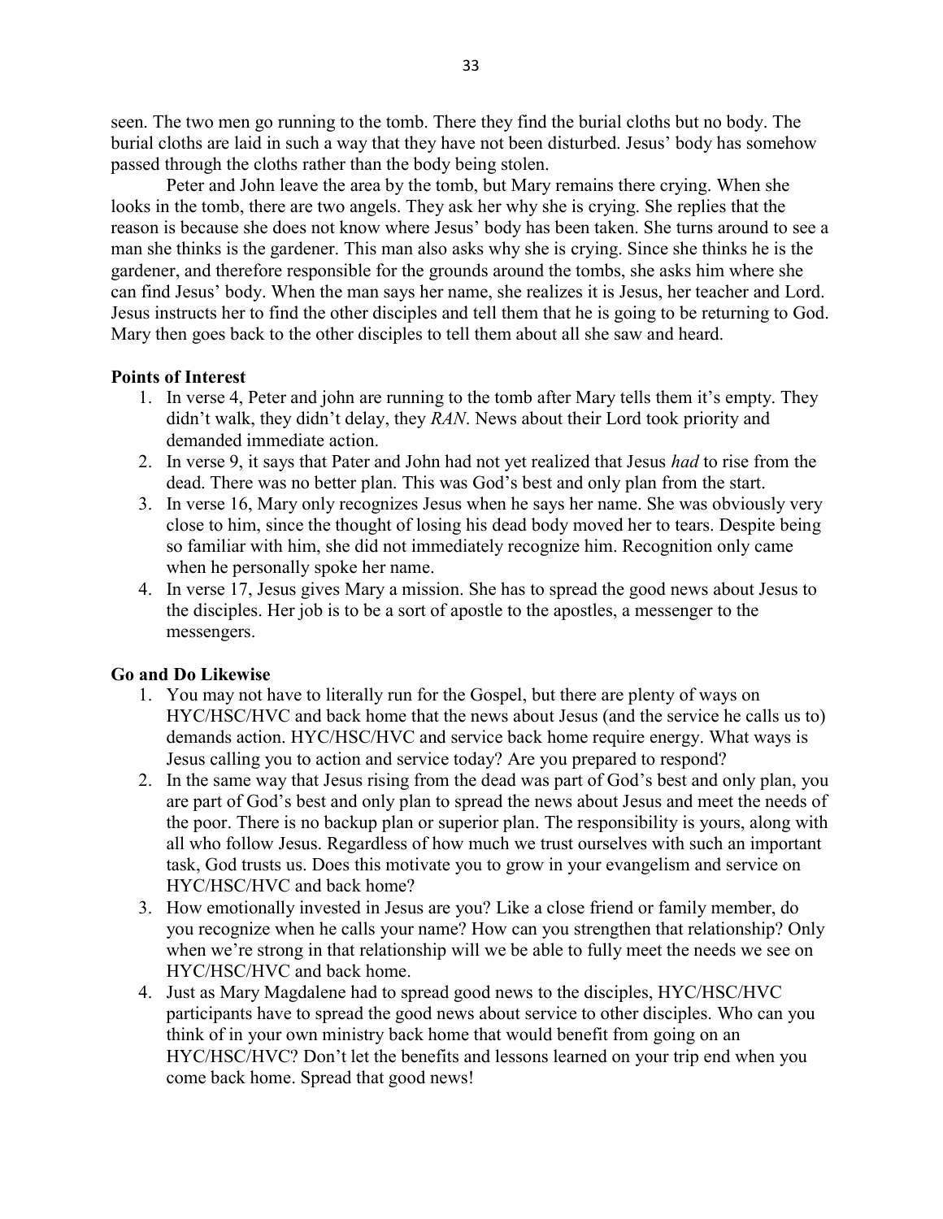seen. The two men go running to the tomb. There they find the burial cloths but no body. The burial cloths are laid in such a way that they have not been disturbed. Jesus' body has somehow passed through the cloths rather than the body being stolen.

Peter and John leave the area by the tomb, but Mary remains there crying. When she looks in the tomb, there are two angels. They ask her why she is crying. She replies that the reason is because she does not know where Jesus' body has been taken. She turns around to see a man she thinks is the gardener. This man also asks why she is crying. Since she thinks he is the gardener, and therefore responsible for the grounds around the tombs, she asks him where she can find Jesus' body. When the man says her name, she realizes it is Jesus, her teacher and Lord. Jesus instructs her to find the other disciples and tell them that he is going to be returning to God. Mary then goes back to the other disciples to tell them about all she saw and heard.

**Points of Interest**

1. In verse 4, Peter and john are running to the tomb after Mary tells them it's empty. They didn't walk, they didn't delay, they *RAN*. News about their Lord took priority and demanded immediate action.
2. In verse 9, it says that Pater and John had not yet realized that Jesus *had* to rise from the dead. There was no better plan. This was God's best and only plan from the start.
3. In verse 16, Mary only recognizes Jesus when he says her name. She was obviously very close to him, since the thought of losing his dead body moved her to tears. Despite being so familiar with him, she did not immediately recognize him. Recognition only came when he personally spoke her name.
4. In verse 17, Jesus gives Mary a mission. She has to spread the good news about Jesus to the disciples. Her job is to be a sort of apostle to the apostles, a messenger to the messengers.

**Go and Do Likewise**

1. You may not have to literally run for the Gospel, but there are plenty of ways on HYC/HSC/HVC and back home that the news about Jesus (and the service he calls us to) demands action. HYC/HSC/HVC and service back home require energy. What ways is Jesus calling you to action and service today? Are you prepared to respond?
2. In the same way that Jesus rising from the dead was part of God's best and only plan, you are part of God's best and only plan to spread the news about Jesus and meet the needs of the poor. There is no backup plan or superior plan. The responsibility is yours, along with all who follow Jesus. Regardless of how much we trust ourselves with such an important task, God trusts us. Does this motivate you to grow in your evangelism and service on HYC/HSC/HVC and back home?
3. How emotionally invested in Jesus are you? Like a close friend or family member, do you recognize when he calls your name? How can you strengthen that relationship? Only when we're strong in that relationship will we be able to fully meet the needs we see on HYC/HSC/HVC and back home.
4. Just as Mary Magdalene had to spread good news to the disciples, HYC/HSC/HVC participants have to spread the good news about service to other disciples. Who can you think of in your own ministry back home that would benefit from going on an HYC/HSC/HVC? Don't let the benefits and lessons learned on your trip end when you come back home. Spread that good news!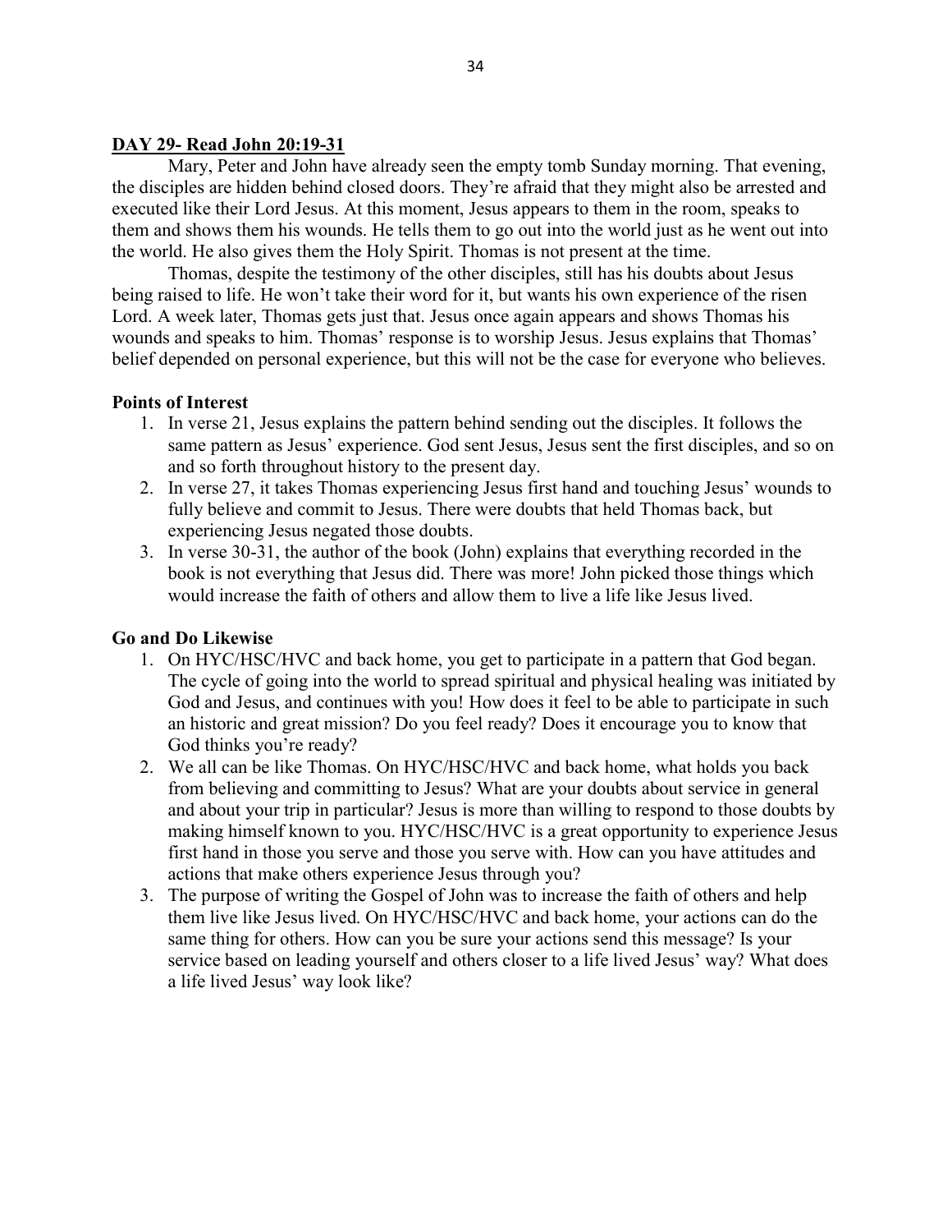## DAY 29- Read John 20:19-31

Mary, Peter and John have already seen the empty tomb Sunday morning. That evening, the disciples are hidden behind closed doors. They're afraid that they might also be arrested and executed like their Lord Jesus. At this moment, Jesus appears to them in the room, speaks to them and shows them his wounds. He tells them to go out into the world just as he went out into the world. He also gives them the Holy Spirit. Thomas is not present at the time.

Thomas, despite the testimony of the other disciples, still has his doubts about Jesus being raised to life. He won't take their word for it, but wants his own experience of the risen Lord. A week later, Thomas gets just that. Jesus once again appears and shows Thomas his wounds and speaks to him. Thomas' response is to worship Jesus. Jesus explains that Thomas' belief depended on personal experience, but this will not be the case for everyone who believes.

### Points of Interest

1. In verse 21, Jesus explains the pattern behind sending out the disciples. It follows the same pattern as Jesus' experience. God sent Jesus, Jesus sent the first disciples, and so on and so forth throughout history to the present day.
2. In verse 27, it takes Thomas experiencing Jesus first hand and touching Jesus' wounds to fully believe and commit to Jesus. There were doubts that held Thomas back, but experiencing Jesus negated those doubts.
3. In verse 30-31, the author of the book (John) explains that everything recorded in the book is not everything that Jesus did. There was more! John picked those things which would increase the faith of others and allow them to live a life like Jesus lived.

### Go and Do Likewise

1. On HYC/HSC/HVC and back home, you get to participate in a pattern that God began. The cycle of going into the world to spread spiritual and physical healing was initiated by God and Jesus, and continues with you! How does it feel to be able to participate in such an historic and great mission? Do you feel ready? Does it encourage you to know that God thinks you're ready?
2. We all can be like Thomas. On HYC/HSC/HVC and back home, what holds you back from believing and committing to Jesus? What are your doubts about service in general and about your trip in particular? Jesus is more than willing to respond to those doubts by making himself known to you. HYC/HSC/HVC is a great opportunity to experience Jesus first hand in those you serve and those you serve with. How can you have attitudes and actions that make others experience Jesus through you?
3. The purpose of writing the Gospel of John was to increase the faith of others and help them live like Jesus lived. On HYC/HSC/HVC and back home, your actions can do the same thing for others. How can you be sure your actions send this message? Is your service based on leading yourself and others closer to a life lived Jesus' way? What does a life lived Jesus' way look like?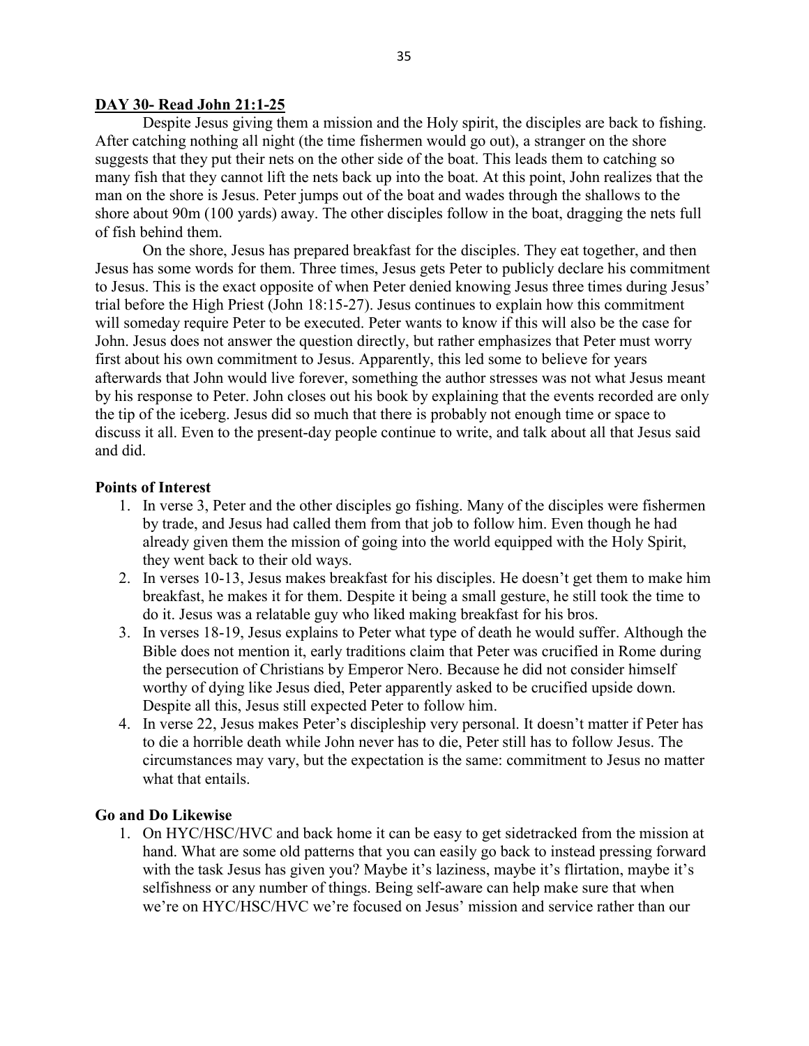## DAY 30- Read John 21:1-25

Despite Jesus giving them a mission and the Holy spirit, the disciples are back to fishing. After catching nothing all night (the time fishermen would go out), a stranger on the shore suggests that they put their nets on the other side of the boat. This leads them to catching so many fish that they cannot lift the nets back up into the boat. At this point, John realizes that the man on the shore is Jesus. Peter jumps out of the boat and wades through the shallows to the shore about 90m (100 yards) away. The other disciples follow in the boat, dragging the nets full of fish behind them.

On the shore, Jesus has prepared breakfast for the disciples. They eat together, and then Jesus has some words for them. Three times, Jesus gets Peter to publicly declare his commitment to Jesus. This is the exact opposite of when Peter denied knowing Jesus three times during Jesus' trial before the High Priest (John 18:15-27). Jesus continues to explain how this commitment will someday require Peter to be executed. Peter wants to know if this will also be the case for John. Jesus does not answer the question directly, but rather emphasizes that Peter must worry first about his own commitment to Jesus. Apparently, this led some to believe for years afterwards that John would live forever, something the author stresses was not what Jesus meant by his response to Peter. John closes out his book by explaining that the events recorded are only the tip of the iceberg. Jesus did so much that there is probably not enough time or space to discuss it all. Even to the present-day people continue to write, and talk about all that Jesus said and did.

### Points of Interest

1. In verse 3, Peter and the other disciples go fishing. Many of the disciples were fishermen by trade, and Jesus had called them from that job to follow him. Even though he had already given them the mission of going into the world equipped with the Holy Spirit, they went back to their old ways.
2. In verses 10-13, Jesus makes breakfast for his disciples. He doesn't get them to make him breakfast, he makes it for them. Despite it being a small gesture, he still took the time to do it. Jesus was a relatable guy who liked making breakfast for his bros.
3. In verses 18-19, Jesus explains to Peter what type of death he would suffer. Although the Bible does not mention it, early traditions claim that Peter was crucified in Rome during the persecution of Christians by Emperor Nero. Because he did not consider himself worthy of dying like Jesus died, Peter apparently asked to be crucified upside down. Despite all this, Jesus still expected Peter to follow him.
4. In verse 22, Jesus makes Peter's discipleship very personal. It doesn't matter if Peter has to die a horrible death while John never has to die, Peter still has to follow Jesus. The circumstances may vary, but the expectation is the same: commitment to Jesus no matter what that entails.

### Go and Do Likewise

1. On HYC/HSC/HVC and back home it can be easy to get sidetracked from the mission at hand. What are some old patterns that you can easily go back to instead pressing forward with the task Jesus has given you? Maybe it's laziness, maybe it's flirtation, maybe it's selfishness or any number of things. Being self-aware can help make sure that when we're on HYC/HSC/HVC we're focused on Jesus' mission and service rather than our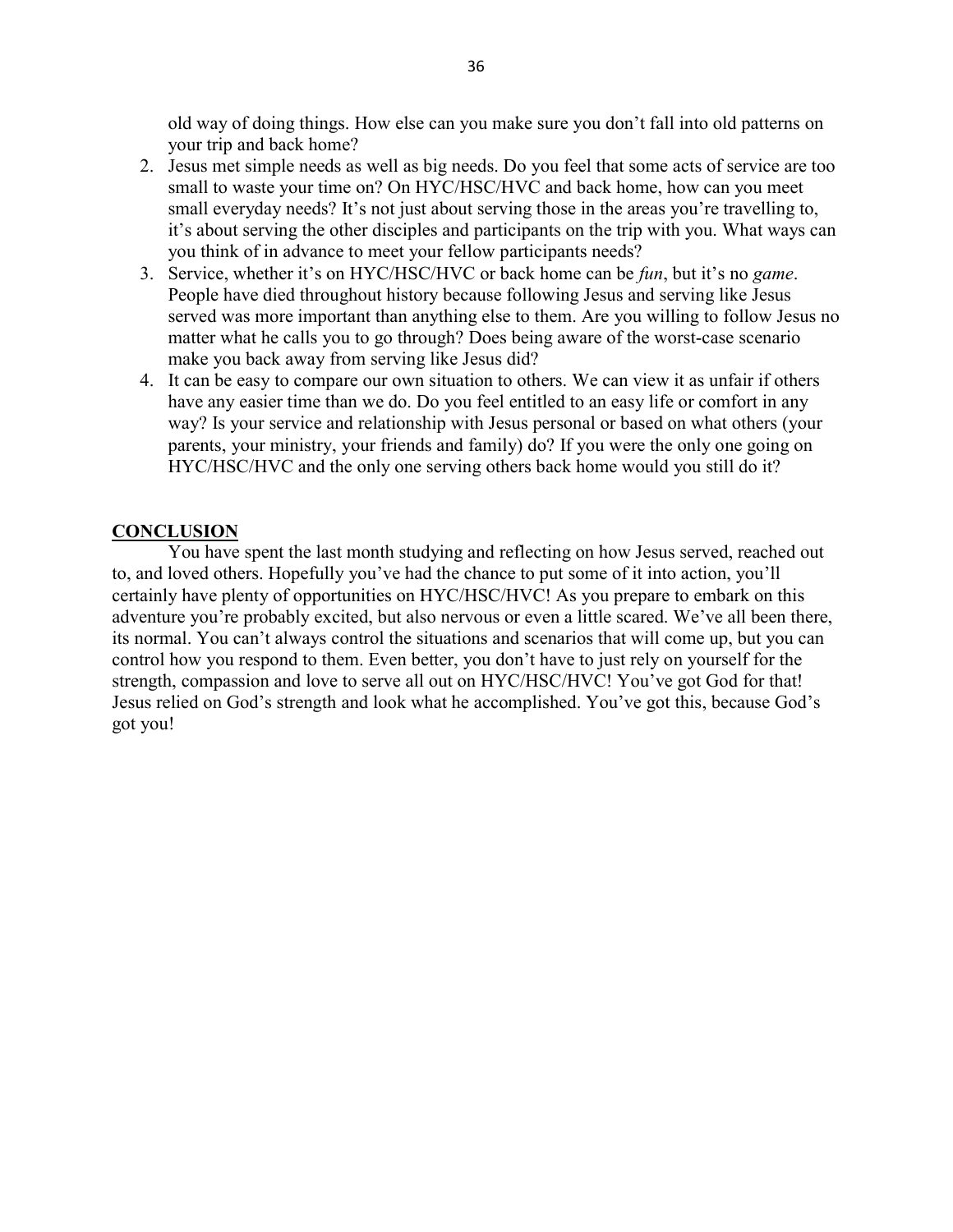old way of doing things. How else can you make sure you don't fall into old patterns on your trip and back home?

2. Jesus met simple needs as well as big needs. Do you feel that some acts of service are too small to waste your time on? On HYC/HSC/HVC and back home, how can you meet small everyday needs? It's not just about serving those in the areas you're travelling to, it's about serving the other disciples and participants on the trip with you. What ways can you think of in advance to meet your fellow participants needs?
3. Service, whether it's on HYC/HSC/HVC or back home can be *fun*, but it's no *game*. People have died throughout history because following Jesus and serving like Jesus served was more important than anything else to them. Are you willing to follow Jesus no matter what he calls you to go through? Does being aware of the worst-case scenario make you back away from serving like Jesus did?
4. It can be easy to compare our own situation to others. We can view it as unfair if others have any easier time than we do. Do you feel entitled to an easy life or comfort in any way? Is your service and relationship with Jesus personal or based on what others (your parents, your ministry, your friends and family) do? If you were the only one going on HYC/HSC/HVC and the only one serving others back home would you still do it?

## CONCLUSION

You have spent the last month studying and reflecting on how Jesus served, reached out to, and loved others. Hopefully you've had the chance to put some of it into action, you'll certainly have plenty of opportunities on HYC/HSC/HVC! As you prepare to embark on this adventure you're probably excited, but also nervous or even a little scared. We've all been there, its normal. You can't always control the situations and scenarios that will come up, but you can control how you respond to them. Even better, you don't have to just rely on yourself for the strength, compassion and love to serve all out on HYC/HSC/HVC! You've got God for that! Jesus relied on God's strength and look what he accomplished. You've got this, because God's got you!